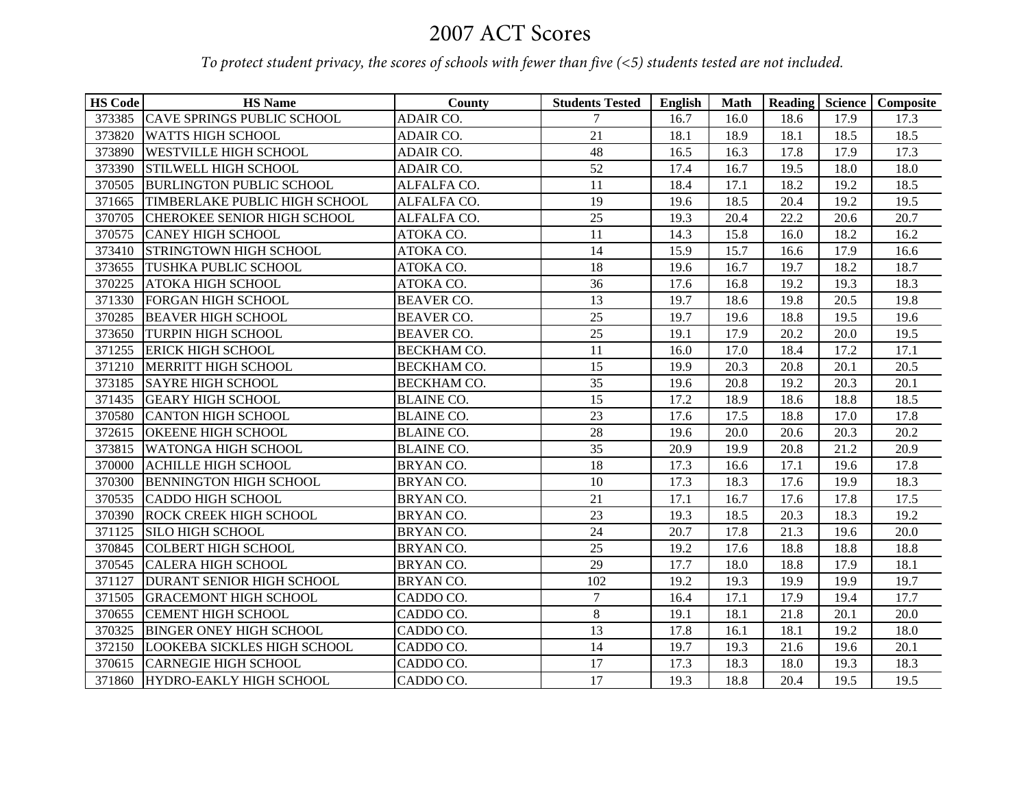# 2007 ACT Scores

*To protect student privacy, the scores of schools with fewer than five (<5) students tested are not included.*

| HS Code | HS Name | County | Students Tested | English | Math | Reading | Science | Composite |
|---|---|---|---|---|---|---|---|---|
| 373385 | CAVE SPRINGS PUBLIC SCHOOL | ADAIR CO. | 7 | 16.7 | 16.0 | 18.6 | 17.9 | 17.3 |
| 373820 | WATTS HIGH SCHOOL | ADAIR CO. | 21 | 18.1 | 18.9 | 18.1 | 18.5 | 18.5 |
| 373890 | WESTVILLE HIGH SCHOOL | ADAIR CO. | 48 | 16.5 | 16.3 | 17.8 | 17.9 | 17.3 |
| 373390 | STILWELL HIGH SCHOOL | ADAIR CO. | 52 | 17.4 | 16.7 | 19.5 | 18.0 | 18.0 |
| 370505 | BURLINGTON PUBLIC SCHOOL | ALFALFA CO. | 11 | 18.4 | 17.1 | 18.2 | 19.2 | 18.5 |
| 371665 | TIMBERLAKE PUBLIC HIGH SCHOOL | ALFALFA CO. | 19 | 19.6 | 18.5 | 20.4 | 19.2 | 19.5 |
| 370705 | CHEROKEE SENIOR HIGH SCHOOL | ALFALFA CO. | 25 | 19.3 | 20.4 | 22.2 | 20.6 | 20.7 |
| 370575 | CANEY HIGH SCHOOL | ATOKA CO. | 11 | 14.3 | 15.8 | 16.0 | 18.2 | 16.2 |
| 373410 | STRINGTOWN HIGH SCHOOL | ATOKA CO. | 14 | 15.9 | 15.7 | 16.6 | 17.9 | 16.6 |
| 373655 | TUSHKA PUBLIC SCHOOL | ATOKA CO. | 18 | 19.6 | 16.7 | 19.7 | 18.2 | 18.7 |
| 370225 | ATOKA HIGH SCHOOL | ATOKA CO. | 36 | 17.6 | 16.8 | 19.2 | 19.3 | 18.3 |
| 371330 | FORGAN HIGH SCHOOL | BEAVER CO. | 13 | 19.7 | 18.6 | 19.8 | 20.5 | 19.8 |
| 370285 | BEAVER HIGH SCHOOL | BEAVER CO. | 25 | 19.7 | 19.6 | 18.8 | 19.5 | 19.6 |
| 373650 | TURPIN HIGH SCHOOL | BEAVER CO. | 25 | 19.1 | 17.9 | 20.2 | 20.0 | 19.5 |
| 371255 | ERICK HIGH SCHOOL | BECKHAM CO. | 11 | 16.0 | 17.0 | 18.4 | 17.2 | 17.1 |
| 371210 | MERRITT HIGH SCHOOL | BECKHAM CO. | 15 | 19.9 | 20.3 | 20.8 | 20.1 | 20.5 |
| 373185 | SAYRE HIGH SCHOOL | BECKHAM CO. | 35 | 19.6 | 20.8 | 19.2 | 20.3 | 20.1 |
| 371435 | GEARY HIGH SCHOOL | BLAINE CO. | 15 | 17.2 | 18.9 | 18.6 | 18.8 | 18.5 |
| 370580 | CANTON HIGH SCHOOL | BLAINE CO. | 23 | 17.6 | 17.5 | 18.8 | 17.0 | 17.8 |
| 372615 | OKEENE HIGH SCHOOL | BLAINE CO. | 28 | 19.6 | 20.0 | 20.6 | 20.3 | 20.2 |
| 373815 | WATONGA HIGH SCHOOL | BLAINE CO. | 35 | 20.9 | 19.9 | 20.8 | 21.2 | 20.9 |
| 370000 | ACHILLE HIGH SCHOOL | BRYAN CO. | 18 | 17.3 | 16.6 | 17.1 | 19.6 | 17.8 |
| 370300 | BENNINGTON HIGH SCHOOL | BRYAN CO. | 10 | 17.3 | 18.3 | 17.6 | 19.9 | 18.3 |
| 370535 | CADDO HIGH SCHOOL | BRYAN CO. | 21 | 17.1 | 16.7 | 17.6 | 17.8 | 17.5 |
| 370390 | ROCK CREEK HIGH SCHOOL | BRYAN CO. | 23 | 19.3 | 18.5 | 20.3 | 18.3 | 19.2 |
| 371125 | SILO HIGH SCHOOL | BRYAN CO. | 24 | 20.7 | 17.8 | 21.3 | 19.6 | 20.0 |
| 370845 | COLBERT HIGH SCHOOL | BRYAN CO. | 25 | 19.2 | 17.6 | 18.8 | 18.8 | 18.8 |
| 370545 | CALERA HIGH SCHOOL | BRYAN CO. | 29 | 17.7 | 18.0 | 18.8 | 17.9 | 18.1 |
| 371127 | DURANT SENIOR HIGH SCHOOL | BRYAN CO. | 102 | 19.2 | 19.3 | 19.9 | 19.9 | 19.7 |
| 371505 | GRACEMONT HIGH SCHOOL | CADDO CO. | 7 | 16.4 | 17.1 | 17.9 | 19.4 | 17.7 |
| 370655 | CEMENT HIGH SCHOOL | CADDO CO. | 8 | 19.1 | 18.1 | 21.8 | 20.1 | 20.0 |
| 370325 | BINGER ONEY HIGH SCHOOL | CADDO CO. | 13 | 17.8 | 16.1 | 18.1 | 19.2 | 18.0 |
| 372150 | LOOKEBA SICKLES HIGH SCHOOL | CADDO CO. | 14 | 19.7 | 19.3 | 21.6 | 19.6 | 20.1 |
| 370615 | CARNEGIE HIGH SCHOOL | CADDO CO. | 17 | 17.3 | 18.3 | 18.0 | 19.3 | 18.3 |
| 371860 | HYDRO-EAKLY HIGH SCHOOL | CADDO CO. | 17 | 19.3 | 18.8 | 20.4 | 19.5 | 19.5 |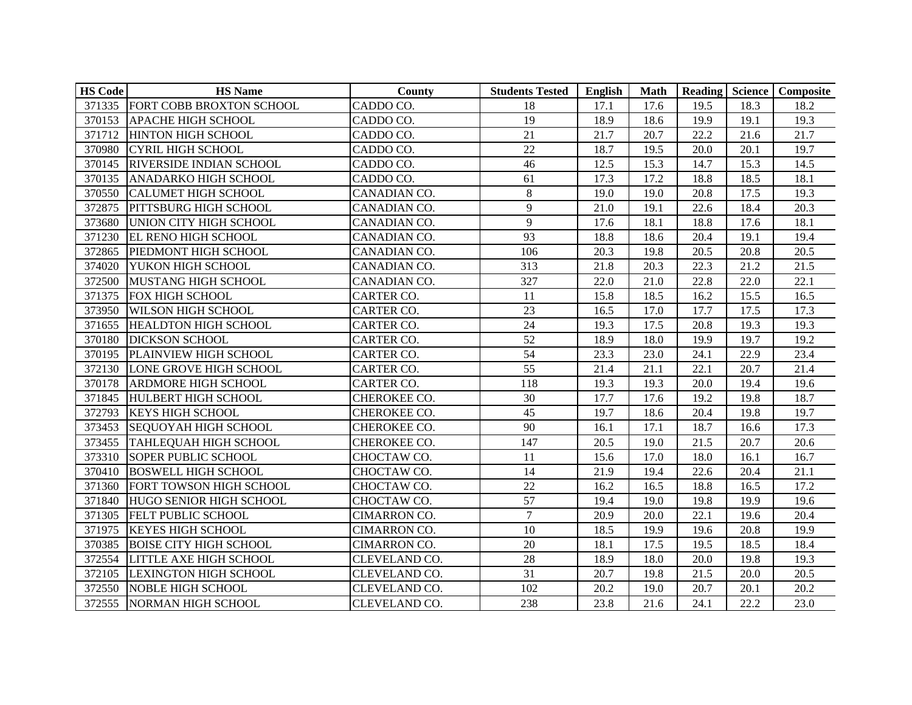| HS Code | HS Name | County | Students Tested | English | Math | Reading | Science | Composite |
|---|---|---|---|---|---|---|---|---|
| 371335 | FORT COBB BROXTON SCHOOL | CADDO CO. | 18 | 17.1 | 17.6 | 19.5 | 18.3 | 18.2 |
| 370153 | APACHE HIGH SCHOOL | CADDO CO. | 19 | 18.9 | 18.6 | 19.9 | 19.1 | 19.3 |
| 371712 | HINTON HIGH SCHOOL | CADDO CO. | 21 | 21.7 | 20.7 | 22.2 | 21.6 | 21.7 |
| 370980 | CYRIL HIGH SCHOOL | CADDO CO. | 22 | 18.7 | 19.5 | 20.0 | 20.1 | 19.7 |
| 370145 | RIVERSIDE INDIAN SCHOOL | CADDO CO. | 46 | 12.5 | 15.3 | 14.7 | 15.3 | 14.5 |
| 370135 | ANADARKO HIGH SCHOOL | CADDO CO. | 61 | 17.3 | 17.2 | 18.8 | 18.5 | 18.1 |
| 370550 | CALUMET HIGH SCHOOL | CANADIAN CO. | 8 | 19.0 | 19.0 | 20.8 | 17.5 | 19.3 |
| 372875 | PITTSBURG HIGH SCHOOL | CANADIAN CO. | 9 | 21.0 | 19.1 | 22.6 | 18.4 | 20.3 |
| 373680 | UNION CITY HIGH SCHOOL | CANADIAN CO. | 9 | 17.6 | 18.1 | 18.8 | 17.6 | 18.1 |
| 371230 | EL RENO HIGH SCHOOL | CANADIAN CO. | 93 | 18.8 | 18.6 | 20.4 | 19.1 | 19.4 |
| 372865 | PIEDMONT HIGH SCHOOL | CANADIAN CO. | 106 | 20.3 | 19.8 | 20.5 | 20.8 | 20.5 |
| 374020 | YUKON HIGH SCHOOL | CANADIAN CO. | 313 | 21.8 | 20.3 | 22.3 | 21.2 | 21.5 |
| 372500 | MUSTANG HIGH SCHOOL | CANADIAN CO. | 327 | 22.0 | 21.0 | 22.8 | 22.0 | 22.1 |
| 371375 | FOX HIGH SCHOOL | CARTER CO. | 11 | 15.8 | 18.5 | 16.2 | 15.5 | 16.5 |
| 373950 | WILSON HIGH SCHOOL | CARTER CO. | 23 | 16.5 | 17.0 | 17.7 | 17.5 | 17.3 |
| 371655 | HEALDTON HIGH SCHOOL | CARTER CO. | 24 | 19.3 | 17.5 | 20.8 | 19.3 | 19.3 |
| 370180 | DICKSON SCHOOL | CARTER CO. | 52 | 18.9 | 18.0 | 19.9 | 19.7 | 19.2 |
| 370195 | PLAINVIEW HIGH SCHOOL | CARTER CO. | 54 | 23.3 | 23.0 | 24.1 | 22.9 | 23.4 |
| 372130 | LONE GROVE HIGH SCHOOL | CARTER CO. | 55 | 21.4 | 21.1 | 22.1 | 20.7 | 21.4 |
| 370178 | ARDMORE HIGH SCHOOL | CARTER CO. | 118 | 19.3 | 19.3 | 20.0 | 19.4 | 19.6 |
| 371845 | HULBERT HIGH SCHOOL | CHEROKEE CO. | 30 | 17.7 | 17.6 | 19.2 | 19.8 | 18.7 |
| 372793 | KEYS HIGH SCHOOL | CHEROKEE CO. | 45 | 19.7 | 18.6 | 20.4 | 19.8 | 19.7 |
| 373453 | SEQUOYAH HIGH SCHOOL | CHEROKEE CO. | 90 | 16.1 | 17.1 | 18.7 | 16.6 | 17.3 |
| 373455 | TAHLEQUAH HIGH SCHOOL | CHEROKEE CO. | 147 | 20.5 | 19.0 | 21.5 | 20.7 | 20.6 |
| 373310 | SOPER PUBLIC SCHOOL | CHOCTAW CO. | 11 | 15.6 | 17.0 | 18.0 | 16.1 | 16.7 |
| 370410 | BOSWELL HIGH SCHOOL | CHOCTAW CO. | 14 | 21.9 | 19.4 | 22.6 | 20.4 | 21.1 |
| 371360 | FORT TOWSON HIGH SCHOOL | CHOCTAW CO. | 22 | 16.2 | 16.5 | 18.8 | 16.5 | 17.2 |
| 371840 | HUGO SENIOR HIGH SCHOOL | CHOCTAW CO. | 57 | 19.4 | 19.0 | 19.8 | 19.9 | 19.6 |
| 371305 | FELT PUBLIC SCHOOL | CIMARRON CO. | 7 | 20.9 | 20.0 | 22.1 | 19.6 | 20.4 |
| 371975 | KEYES HIGH SCHOOL | CIMARRON CO. | 10 | 18.5 | 19.9 | 19.6 | 20.8 | 19.9 |
| 370385 | BOISE CITY HIGH SCHOOL | CIMARRON CO. | 20 | 18.1 | 17.5 | 19.5 | 18.5 | 18.4 |
| 372554 | LITTLE AXE HIGH SCHOOL | CLEVELAND CO. | 28 | 18.9 | 18.0 | 20.0 | 19.8 | 19.3 |
| 372105 | LEXINGTON HIGH SCHOOL | CLEVELAND CO. | 31 | 20.7 | 19.8 | 21.5 | 20.0 | 20.5 |
| 372550 | NOBLE HIGH SCHOOL | CLEVELAND CO. | 102 | 20.2 | 19.0 | 20.7 | 20.1 | 20.2 |
| 372555 | NORMAN HIGH SCHOOL | CLEVELAND CO. | 238 | 23.8 | 21.6 | 24.1 | 22.2 | 23.0 |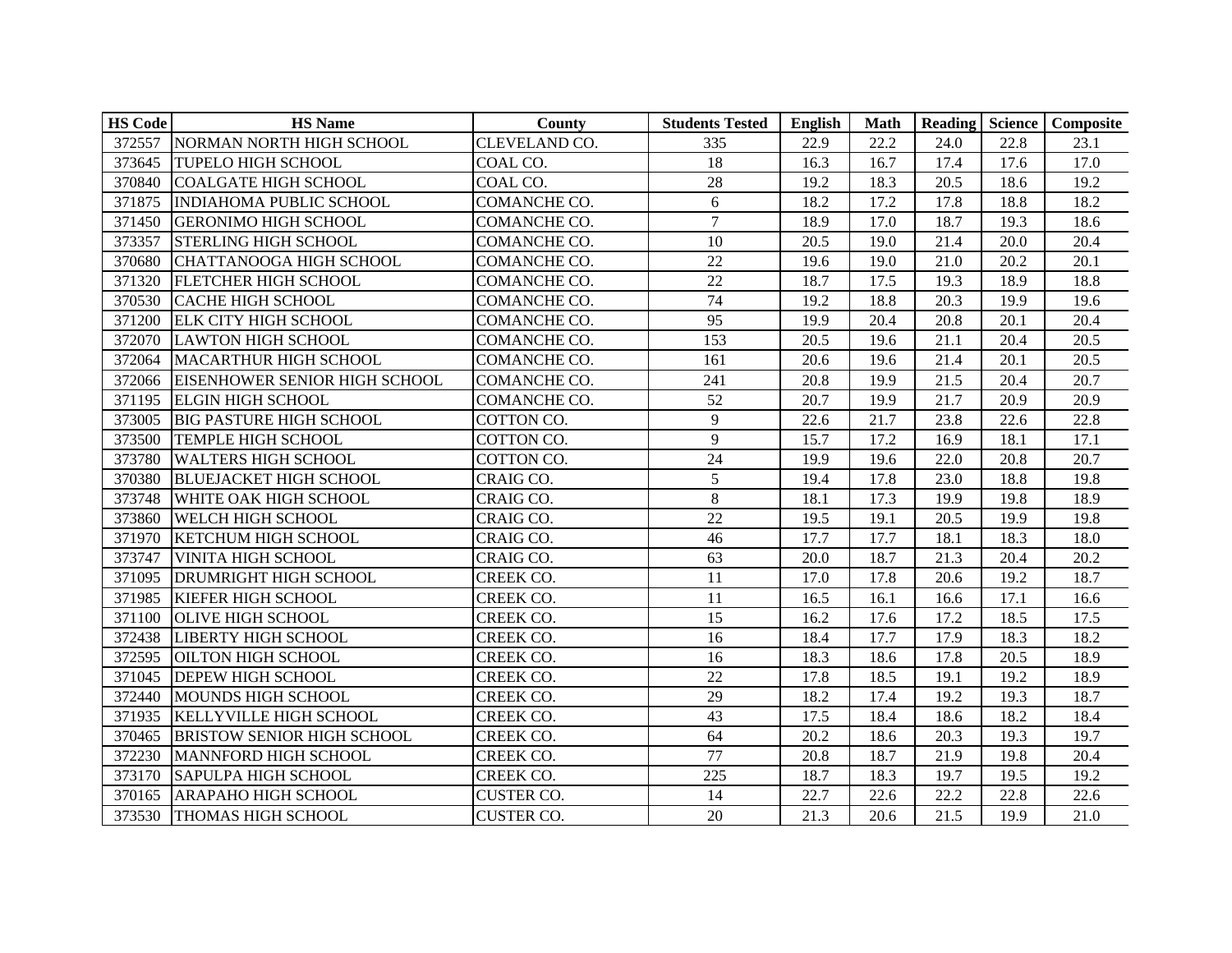| HS Code | HS Name | County | Students Tested | English | Math | Reading | Science | Composite |
|---|---|---|---|---|---|---|---|---|
| 372557 | NORMAN NORTH HIGH SCHOOL | CLEVELAND CO. | 335 | 22.9 | 22.2 | 24.0 | 22.8 | 23.1 |
| 373645 | TUPELO HIGH SCHOOL | COAL CO. | 18 | 16.3 | 16.7 | 17.4 | 17.6 | 17.0 |
| 370840 | COALGATE HIGH SCHOOL | COAL CO. | 28 | 19.2 | 18.3 | 20.5 | 18.6 | 19.2 |
| 371875 | INDIAHOMA PUBLIC SCHOOL | COMANCHE CO. | 6 | 18.2 | 17.2 | 17.8 | 18.8 | 18.2 |
| 371450 | GERONIMO HIGH SCHOOL | COMANCHE CO. | 7 | 18.9 | 17.0 | 18.7 | 19.3 | 18.6 |
| 373357 | STERLING HIGH SCHOOL | COMANCHE CO. | 10 | 20.5 | 19.0 | 21.4 | 20.0 | 20.4 |
| 370680 | CHATTANOOGA HIGH SCHOOL | COMANCHE CO. | 22 | 19.6 | 19.0 | 21.0 | 20.2 | 20.1 |
| 371320 | FLETCHER HIGH SCHOOL | COMANCHE CO. | 22 | 18.7 | 17.5 | 19.3 | 18.9 | 18.8 |
| 370530 | CACHE HIGH SCHOOL | COMANCHE CO. | 74 | 19.2 | 18.8 | 20.3 | 19.9 | 19.6 |
| 371200 | ELK CITY HIGH SCHOOL | COMANCHE CO. | 95 | 19.9 | 20.4 | 20.8 | 20.1 | 20.4 |
| 372070 | LAWTON HIGH SCHOOL | COMANCHE CO. | 153 | 20.5 | 19.6 | 21.1 | 20.4 | 20.5 |
| 372064 | MACARTHUR HIGH SCHOOL | COMANCHE CO. | 161 | 20.6 | 19.6 | 21.4 | 20.1 | 20.5 |
| 372066 | EISENHOWER SENIOR HIGH SCHOOL | COMANCHE CO. | 241 | 20.8 | 19.9 | 21.5 | 20.4 | 20.7 |
| 371195 | ELGIN HIGH SCHOOL | COMANCHE CO. | 52 | 20.7 | 19.9 | 21.7 | 20.9 | 20.9 |
| 373005 | BIG PASTURE HIGH SCHOOL | COTTON CO. | 9 | 22.6 | 21.7 | 23.8 | 22.6 | 22.8 |
| 373500 | TEMPLE HIGH SCHOOL | COTTON CO. | 9 | 15.7 | 17.2 | 16.9 | 18.1 | 17.1 |
| 373780 | WALTERS HIGH SCHOOL | COTTON CO. | 24 | 19.9 | 19.6 | 22.0 | 20.8 | 20.7 |
| 370380 | BLUEJACKET HIGH SCHOOL | CRAIG CO. | 5 | 19.4 | 17.8 | 23.0 | 18.8 | 19.8 |
| 373748 | WHITE OAK HIGH SCHOOL | CRAIG CO. | 8 | 18.1 | 17.3 | 19.9 | 19.8 | 18.9 |
| 373860 | WELCH HIGH SCHOOL | CRAIG CO. | 22 | 19.5 | 19.1 | 20.5 | 19.9 | 19.8 |
| 371970 | KETCHUM HIGH SCHOOL | CRAIG CO. | 46 | 17.7 | 17.7 | 18.1 | 18.3 | 18.0 |
| 373747 | VINITA HIGH SCHOOL | CRAIG CO. | 63 | 20.0 | 18.7 | 21.3 | 20.4 | 20.2 |
| 371095 | DRUMRIGHT HIGH SCHOOL | CREEK CO. | 11 | 17.0 | 17.8 | 20.6 | 19.2 | 18.7 |
| 371985 | KIEFER HIGH SCHOOL | CREEK CO. | 11 | 16.5 | 16.1 | 16.6 | 17.1 | 16.6 |
| 371100 | OLIVE HIGH SCHOOL | CREEK CO. | 15 | 16.2 | 17.6 | 17.2 | 18.5 | 17.5 |
| 372438 | LIBERTY HIGH SCHOOL | CREEK CO. | 16 | 18.4 | 17.7 | 17.9 | 18.3 | 18.2 |
| 372595 | OILTON HIGH SCHOOL | CREEK CO. | 16 | 18.3 | 18.6 | 17.8 | 20.5 | 18.9 |
| 371045 | DEPEW HIGH SCHOOL | CREEK CO. | 22 | 17.8 | 18.5 | 19.1 | 19.2 | 18.9 |
| 372440 | MOUNDS HIGH SCHOOL | CREEK CO. | 29 | 18.2 | 17.4 | 19.2 | 19.3 | 18.7 |
| 371935 | KELLYVILLE HIGH SCHOOL | CREEK CO. | 43 | 17.5 | 18.4 | 18.6 | 18.2 | 18.4 |
| 370465 | BRISTOW SENIOR HIGH SCHOOL | CREEK CO. | 64 | 20.2 | 18.6 | 20.3 | 19.3 | 19.7 |
| 372230 | MANNFORD HIGH SCHOOL | CREEK CO. | 77 | 20.8 | 18.7 | 21.9 | 19.8 | 20.4 |
| 373170 | SAPULPA HIGH SCHOOL | CREEK CO. | 225 | 18.7 | 18.3 | 19.7 | 19.5 | 19.2 |
| 370165 | ARAPAHO HIGH SCHOOL | CUSTER CO. | 14 | 22.7 | 22.6 | 22.2 | 22.8 | 22.6 |
| 373530 | THOMAS HIGH SCHOOL | CUSTER CO. | 20 | 21.3 | 20.6 | 21.5 | 19.9 | 21.0 |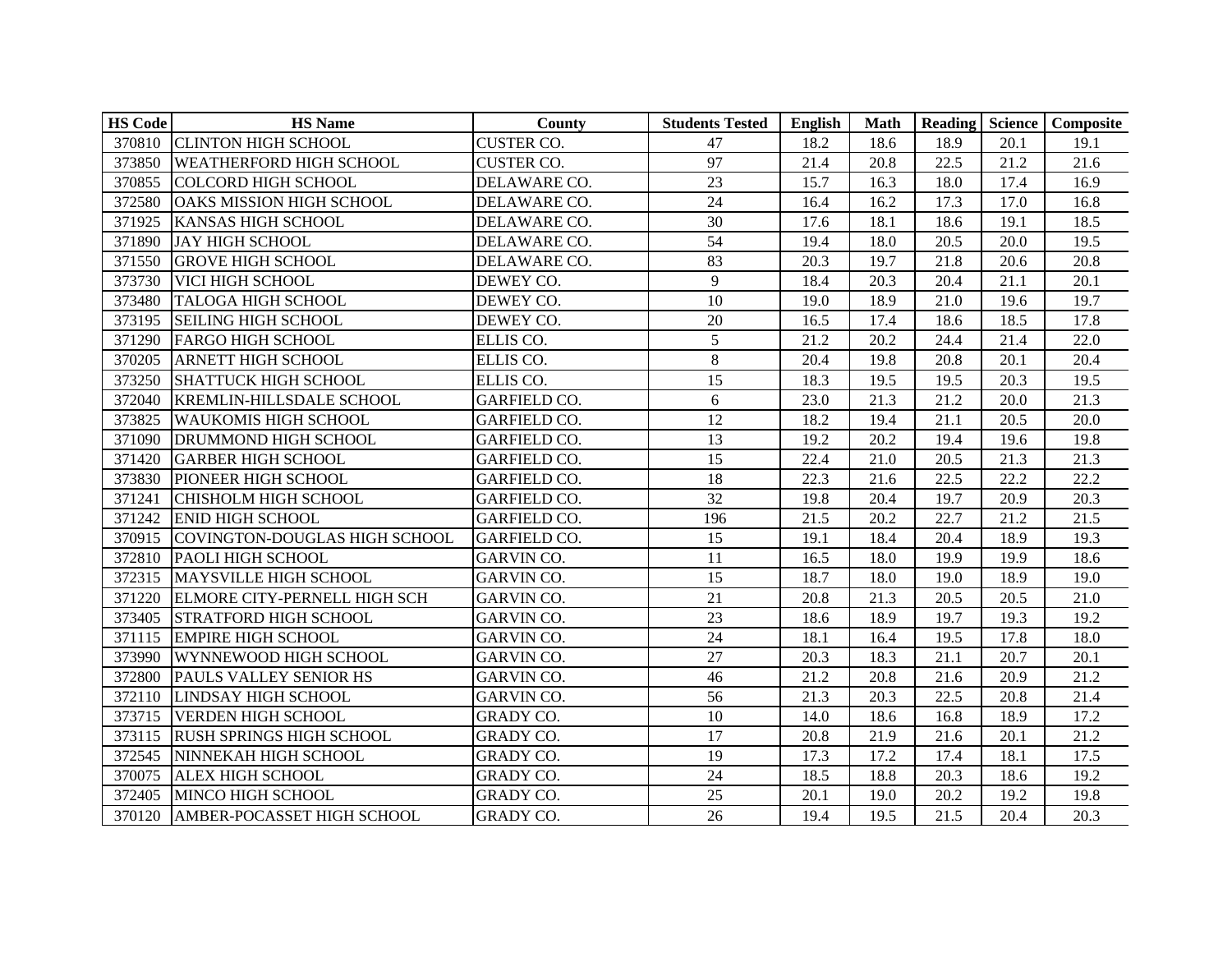| HS Code | HS Name | County | Students Tested | English | Math | Reading | Science | Composite |
|---|---|---|---|---|---|---|---|---|
| 370810 | CLINTON HIGH SCHOOL | CUSTER CO. | 47 | 18.2 | 18.6 | 18.9 | 20.1 | 19.1 |
| 373850 | WEATHERFORD HIGH SCHOOL | CUSTER CO. | 97 | 21.4 | 20.8 | 22.5 | 21.2 | 21.6 |
| 370855 | COLCORD HIGH SCHOOL | DELAWARE CO. | 23 | 15.7 | 16.3 | 18.0 | 17.4 | 16.9 |
| 372580 | OAKS MISSION HIGH SCHOOL | DELAWARE CO. | 24 | 16.4 | 16.2 | 17.3 | 17.0 | 16.8 |
| 371925 | KANSAS HIGH SCHOOL | DELAWARE CO. | 30 | 17.6 | 18.1 | 18.6 | 19.1 | 18.5 |
| 371890 | JAY HIGH SCHOOL | DELAWARE CO. | 54 | 19.4 | 18.0 | 20.5 | 20.0 | 19.5 |
| 371550 | GROVE HIGH SCHOOL | DELAWARE CO. | 83 | 20.3 | 19.7 | 21.8 | 20.6 | 20.8 |
| 373730 | VICI HIGH SCHOOL | DEWEY CO. | 9 | 18.4 | 20.3 | 20.4 | 21.1 | 20.1 |
| 373480 | TALOGA HIGH SCHOOL | DEWEY CO. | 10 | 19.0 | 18.9 | 21.0 | 19.6 | 19.7 |
| 373195 | SEILING HIGH SCHOOL | DEWEY CO. | 20 | 16.5 | 17.4 | 18.6 | 18.5 | 17.8 |
| 371290 | FARGO HIGH SCHOOL | ELLIS CO. | 5 | 21.2 | 20.2 | 24.4 | 21.4 | 22.0 |
| 370205 | ARNETT HIGH SCHOOL | ELLIS CO. | 8 | 20.4 | 19.8 | 20.8 | 20.1 | 20.4 |
| 373250 | SHATTUCK HIGH SCHOOL | ELLIS CO. | 15 | 18.3 | 19.5 | 19.5 | 20.3 | 19.5 |
| 372040 | KREMLIN-HILLSDALE SCHOOL | GARFIELD CO. | 6 | 23.0 | 21.3 | 21.2 | 20.0 | 21.3 |
| 373825 | WAUKOMIS HIGH SCHOOL | GARFIELD CO. | 12 | 18.2 | 19.4 | 21.1 | 20.5 | 20.0 |
| 371090 | DRUMMOND HIGH SCHOOL | GARFIELD CO. | 13 | 19.2 | 20.2 | 19.4 | 19.6 | 19.8 |
| 371420 | GARBER HIGH SCHOOL | GARFIELD CO. | 15 | 22.4 | 21.0 | 20.5 | 21.3 | 21.3 |
| 373830 | PIONEER HIGH SCHOOL | GARFIELD CO. | 18 | 22.3 | 21.6 | 22.5 | 22.2 | 22.2 |
| 371241 | CHISHOLM HIGH SCHOOL | GARFIELD CO. | 32 | 19.8 | 20.4 | 19.7 | 20.9 | 20.3 |
| 371242 | ENID HIGH SCHOOL | GARFIELD CO. | 196 | 21.5 | 20.2 | 22.7 | 21.2 | 21.5 |
| 370915 | COVINGTON-DOUGLAS HIGH SCHOOL | GARFIELD CO. | 15 | 19.1 | 18.4 | 20.4 | 18.9 | 19.3 |
| 372810 | PAOLI HIGH SCHOOL | GARVIN CO. | 11 | 16.5 | 18.0 | 19.9 | 19.9 | 18.6 |
| 372315 | MAYSVILLE HIGH SCHOOL | GARVIN CO. | 15 | 18.7 | 18.0 | 19.0 | 18.9 | 19.0 |
| 371220 | ELMORE CITY-PERNELL HIGH SCH | GARVIN CO. | 21 | 20.8 | 21.3 | 20.5 | 20.5 | 21.0 |
| 373405 | STRATFORD HIGH SCHOOL | GARVIN CO. | 23 | 18.6 | 18.9 | 19.7 | 19.3 | 19.2 |
| 371115 | EMPIRE HIGH SCHOOL | GARVIN CO. | 24 | 18.1 | 16.4 | 19.5 | 17.8 | 18.0 |
| 373990 | WYNNEWOOD HIGH SCHOOL | GARVIN CO. | 27 | 20.3 | 18.3 | 21.1 | 20.7 | 20.1 |
| 372800 | PAULS VALLEY SENIOR HS | GARVIN CO. | 46 | 21.2 | 20.8 | 21.6 | 20.9 | 21.2 |
| 372110 | LINDSAY HIGH SCHOOL | GARVIN CO. | 56 | 21.3 | 20.3 | 22.5 | 20.8 | 21.4 |
| 373715 | VERDEN HIGH SCHOOL | GRADY CO. | 10 | 14.0 | 18.6 | 16.8 | 18.9 | 17.2 |
| 373115 | RUSH SPRINGS HIGH SCHOOL | GRADY CO. | 17 | 20.8 | 21.9 | 21.6 | 20.1 | 21.2 |
| 372545 | NINNEKAH HIGH SCHOOL | GRADY CO. | 19 | 17.3 | 17.2 | 17.4 | 18.1 | 17.5 |
| 370075 | ALEX HIGH SCHOOL | GRADY CO. | 24 | 18.5 | 18.8 | 20.3 | 18.6 | 19.2 |
| 372405 | MINCO HIGH SCHOOL | GRADY CO. | 25 | 20.1 | 19.0 | 20.2 | 19.2 | 19.8 |
| 370120 | AMBER-POCASSET HIGH SCHOOL | GRADY CO. | 26 | 19.4 | 19.5 | 21.5 | 20.4 | 20.3 |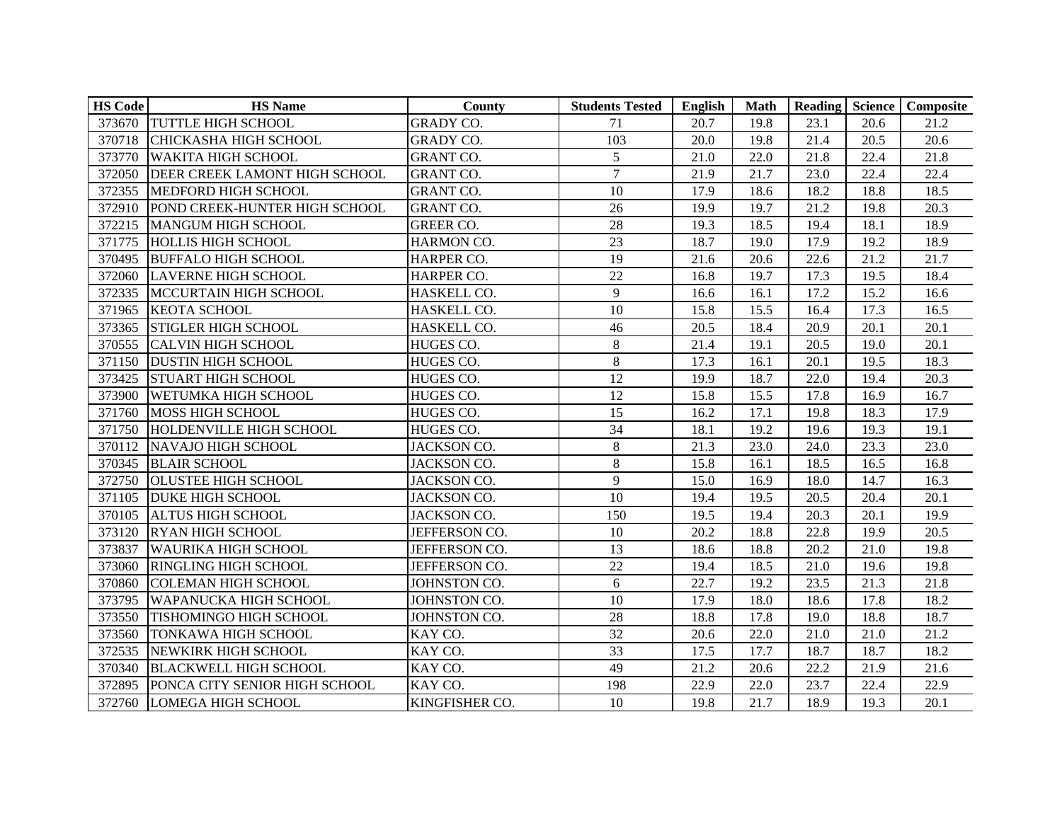| HS Code | HS Name | County | Students Tested | English | Math | Reading | Science | Composite |
|---|---|---|---|---|---|---|---|---|
| 373670 | TUTTLE HIGH SCHOOL | GRADY CO. | 71 | 20.7 | 19.8 | 23.1 | 20.6 | 21.2 |
| 370718 | CHICKASHA HIGH SCHOOL | GRADY CO. | 103 | 20.0 | 19.8 | 21.4 | 20.5 | 20.6 |
| 373770 | WAKITA HIGH SCHOOL | GRANT CO. | 5 | 21.0 | 22.0 | 21.8 | 22.4 | 21.8 |
| 372050 | DEER CREEK LAMONT HIGH SCHOOL | GRANT CO. | 7 | 21.9 | 21.7 | 23.0 | 22.4 | 22.4 |
| 372355 | MEDFORD HIGH SCHOOL | GRANT CO. | 10 | 17.9 | 18.6 | 18.2 | 18.8 | 18.5 |
| 372910 | POND CREEK-HUNTER HIGH SCHOOL | GRANT CO. | 26 | 19.9 | 19.7 | 21.2 | 19.8 | 20.3 |
| 372215 | MANGUM HIGH SCHOOL | GREER CO. | 28 | 19.3 | 18.5 | 19.4 | 18.1 | 18.9 |
| 371775 | HOLLIS HIGH SCHOOL | HARMON CO. | 23 | 18.7 | 19.0 | 17.9 | 19.2 | 18.9 |
| 370495 | BUFFALO HIGH SCHOOL | HARPER CO. | 19 | 21.6 | 20.6 | 22.6 | 21.2 | 21.7 |
| 372060 | LAVERNE HIGH SCHOOL | HARPER CO. | 22 | 16.8 | 19.7 | 17.3 | 19.5 | 18.4 |
| 372335 | MCCURTAIN HIGH SCHOOL | HASKELL CO. | 9 | 16.6 | 16.1 | 17.2 | 15.2 | 16.6 |
| 371965 | KEOTA SCHOOL | HASKELL CO. | 10 | 15.8 | 15.5 | 16.4 | 17.3 | 16.5 |
| 373365 | STIGLER HIGH SCHOOL | HASKELL CO. | 46 | 20.5 | 18.4 | 20.9 | 20.1 | 20.1 |
| 370555 | CALVIN HIGH SCHOOL | HUGES CO. | 8 | 21.4 | 19.1 | 20.5 | 19.0 | 20.1 |
| 371150 | DUSTIN HIGH SCHOOL | HUGES CO. | 8 | 17.3 | 16.1 | 20.1 | 19.5 | 18.3 |
| 373425 | STUART HIGH SCHOOL | HUGES CO. | 12 | 19.9 | 18.7 | 22.0 | 19.4 | 20.3 |
| 373900 | WETUMKA HIGH SCHOOL | HUGES CO. | 12 | 15.8 | 15.5 | 17.8 | 16.9 | 16.7 |
| 371760 | MOSS HIGH SCHOOL | HUGES CO. | 15 | 16.2 | 17.1 | 19.8 | 18.3 | 17.9 |
| 371750 | HOLDENVILLE HIGH SCHOOL | HUGES CO. | 34 | 18.1 | 19.2 | 19.6 | 19.3 | 19.1 |
| 370112 | NAVAJO HIGH SCHOOL | JACKSON CO. | 8 | 21.3 | 23.0 | 24.0 | 23.3 | 23.0 |
| 370345 | BLAIR SCHOOL | JACKSON CO. | 8 | 15.8 | 16.1 | 18.5 | 16.5 | 16.8 |
| 372750 | OLUSTEE HIGH SCHOOL | JACKSON CO. | 9 | 15.0 | 16.9 | 18.0 | 14.7 | 16.3 |
| 371105 | DUKE HIGH SCHOOL | JACKSON CO. | 10 | 19.4 | 19.5 | 20.5 | 20.4 | 20.1 |
| 370105 | ALTUS HIGH SCHOOL | JACKSON CO. | 150 | 19.5 | 19.4 | 20.3 | 20.1 | 19.9 |
| 373120 | RYAN HIGH SCHOOL | JEFFERSON CO. | 10 | 20.2 | 18.8 | 22.8 | 19.9 | 20.5 |
| 373837 | WAURIKA HIGH SCHOOL | JEFFERSON CO. | 13 | 18.6 | 18.8 | 20.2 | 21.0 | 19.8 |
| 373060 | RINGLING HIGH SCHOOL | JEFFERSON CO. | 22 | 19.4 | 18.5 | 21.0 | 19.6 | 19.8 |
| 370860 | COLEMAN HIGH SCHOOL | JOHNSTON CO. | 6 | 22.7 | 19.2 | 23.5 | 21.3 | 21.8 |
| 373795 | WAPANUCKA HIGH SCHOOL | JOHNSTON CO. | 10 | 17.9 | 18.0 | 18.6 | 17.8 | 18.2 |
| 373550 | TISHOMINGO HIGH SCHOOL | JOHNSTON CO. | 28 | 18.8 | 17.8 | 19.0 | 18.8 | 18.7 |
| 373560 | TONKAWA HIGH SCHOOL | KAY CO. | 32 | 20.6 | 22.0 | 21.0 | 21.0 | 21.2 |
| 372535 | NEWKIRK HIGH SCHOOL | KAY CO. | 33 | 17.5 | 17.7 | 18.7 | 18.7 | 18.2 |
| 370340 | BLACKWELL HIGH SCHOOL | KAY CO. | 49 | 21.2 | 20.6 | 22.2 | 21.9 | 21.6 |
| 372895 | PONCA CITY SENIOR HIGH SCHOOL | KAY CO. | 198 | 22.9 | 22.0 | 23.7 | 22.4 | 22.9 |
| 372760 | LOMEGA HIGH SCHOOL | KINGFISHER CO. | 10 | 19.8 | 21.7 | 18.9 | 19.3 | 20.1 |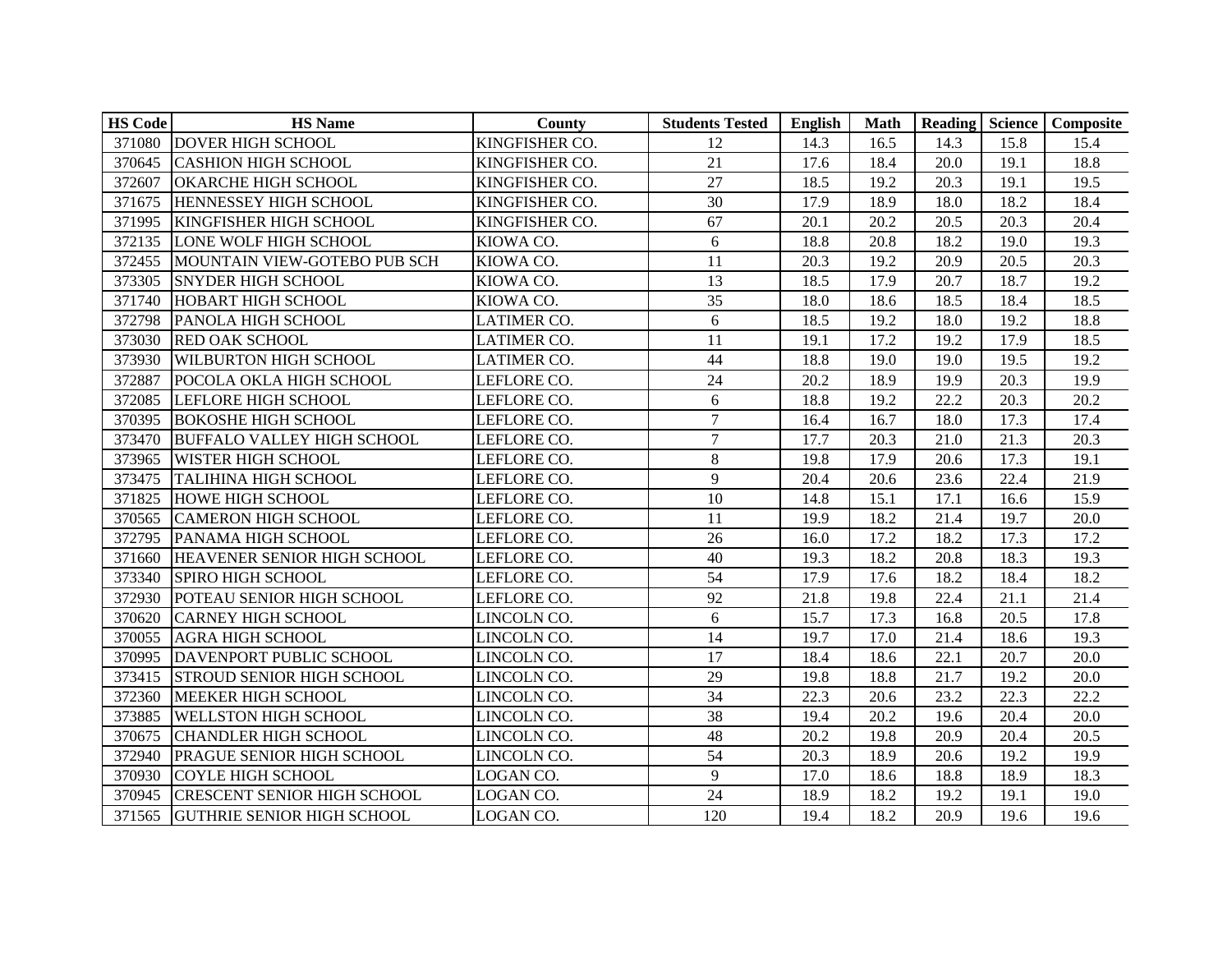| HS Code | HS Name | County | Students Tested | English | Math | Reading | Science | Composite |
|---|---|---|---|---|---|---|---|---|
| 371080 | DOVER HIGH SCHOOL | KINGFISHER CO. | 12 | 14.3 | 16.5 | 14.3 | 15.8 | 15.4 |
| 370645 | CASHION HIGH SCHOOL | KINGFISHER CO. | 21 | 17.6 | 18.4 | 20.0 | 19.1 | 18.8 |
| 372607 | OKARCHE HIGH SCHOOL | KINGFISHER CO. | 27 | 18.5 | 19.2 | 20.3 | 19.1 | 19.5 |
| 371675 | HENNESSEY HIGH SCHOOL | KINGFISHER CO. | 30 | 17.9 | 18.9 | 18.0 | 18.2 | 18.4 |
| 371995 | KINGFISHER HIGH SCHOOL | KINGFISHER CO. | 67 | 20.1 | 20.2 | 20.5 | 20.3 | 20.4 |
| 372135 | LONE WOLF HIGH SCHOOL | KIOWA CO. | 6 | 18.8 | 20.8 | 18.2 | 19.0 | 19.3 |
| 372455 | MOUNTAIN VIEW-GOTEBO PUB SCH | KIOWA CO. | 11 | 20.3 | 19.2 | 20.9 | 20.5 | 20.3 |
| 373305 | SNYDER HIGH SCHOOL | KIOWA CO. | 13 | 18.5 | 17.9 | 20.7 | 18.7 | 19.2 |
| 371740 | HOBART HIGH SCHOOL | KIOWA CO. | 35 | 18.0 | 18.6 | 18.5 | 18.4 | 18.5 |
| 372798 | PANOLA HIGH SCHOOL | LATIMER CO. | 6 | 18.5 | 19.2 | 18.0 | 19.2 | 18.8 |
| 373030 | RED OAK SCHOOL | LATIMER CO. | 11 | 19.1 | 17.2 | 19.2 | 17.9 | 18.5 |
| 373930 | WILBURTON HIGH SCHOOL | LATIMER CO. | 44 | 18.8 | 19.0 | 19.0 | 19.5 | 19.2 |
| 372887 | POCOLA OKLA HIGH SCHOOL | LEFLORE CO. | 24 | 20.2 | 18.9 | 19.9 | 20.3 | 19.9 |
| 372085 | LEFLORE HIGH SCHOOL | LEFLORE CO. | 6 | 18.8 | 19.2 | 22.2 | 20.3 | 20.2 |
| 370395 | BOKOSHE HIGH SCHOOL | LEFLORE CO. | 7 | 16.4 | 16.7 | 18.0 | 17.3 | 17.4 |
| 373470 | BUFFALO VALLEY HIGH SCHOOL | LEFLORE CO. | 7 | 17.7 | 20.3 | 21.0 | 21.3 | 20.3 |
| 373965 | WISTER HIGH SCHOOL | LEFLORE CO. | 8 | 19.8 | 17.9 | 20.6 | 17.3 | 19.1 |
| 373475 | TALIHINA HIGH SCHOOL | LEFLORE CO. | 9 | 20.4 | 20.6 | 23.6 | 22.4 | 21.9 |
| 371825 | HOWE HIGH SCHOOL | LEFLORE CO. | 10 | 14.8 | 15.1 | 17.1 | 16.6 | 15.9 |
| 370565 | CAMERON HIGH SCHOOL | LEFLORE CO. | 11 | 19.9 | 18.2 | 21.4 | 19.7 | 20.0 |
| 372795 | PANAMA HIGH SCHOOL | LEFLORE CO. | 26 | 16.0 | 17.2 | 18.2 | 17.3 | 17.2 |
| 371660 | HEAVENER SENIOR HIGH SCHOOL | LEFLORE CO. | 40 | 19.3 | 18.2 | 20.8 | 18.3 | 19.3 |
| 373340 | SPIRO HIGH SCHOOL | LEFLORE CO. | 54 | 17.9 | 17.6 | 18.2 | 18.4 | 18.2 |
| 372930 | POTEAU SENIOR HIGH SCHOOL | LEFLORE CO. | 92 | 21.8 | 19.8 | 22.4 | 21.1 | 21.4 |
| 370620 | CARNEY HIGH SCHOOL | LINCOLN CO. | 6 | 15.7 | 17.3 | 16.8 | 20.5 | 17.8 |
| 370055 | AGRA HIGH SCHOOL | LINCOLN CO. | 14 | 19.7 | 17.0 | 21.4 | 18.6 | 19.3 |
| 370995 | DAVENPORT PUBLIC SCHOOL | LINCOLN CO. | 17 | 18.4 | 18.6 | 22.1 | 20.7 | 20.0 |
| 373415 | STROUD SENIOR HIGH SCHOOL | LINCOLN CO. | 29 | 19.8 | 18.8 | 21.7 | 19.2 | 20.0 |
| 372360 | MEEKER HIGH SCHOOL | LINCOLN CO. | 34 | 22.3 | 20.6 | 23.2 | 22.3 | 22.2 |
| 373885 | WELLSTON HIGH SCHOOL | LINCOLN CO. | 38 | 19.4 | 20.2 | 19.6 | 20.4 | 20.0 |
| 370675 | CHANDLER HIGH SCHOOL | LINCOLN CO. | 48 | 20.2 | 19.8 | 20.9 | 20.4 | 20.5 |
| 372940 | PRAGUE SENIOR HIGH SCHOOL | LINCOLN CO. | 54 | 20.3 | 18.9 | 20.6 | 19.2 | 19.9 |
| 370930 | COYLE HIGH SCHOOL | LOGAN CO. | 9 | 17.0 | 18.6 | 18.8 | 18.9 | 18.3 |
| 370945 | CRESCENT SENIOR HIGH SCHOOL | LOGAN CO. | 24 | 18.9 | 18.2 | 19.2 | 19.1 | 19.0 |
| 371565 | GUTHRIE SENIOR HIGH SCHOOL | LOGAN CO. | 120 | 19.4 | 18.2 | 20.9 | 19.6 | 19.6 |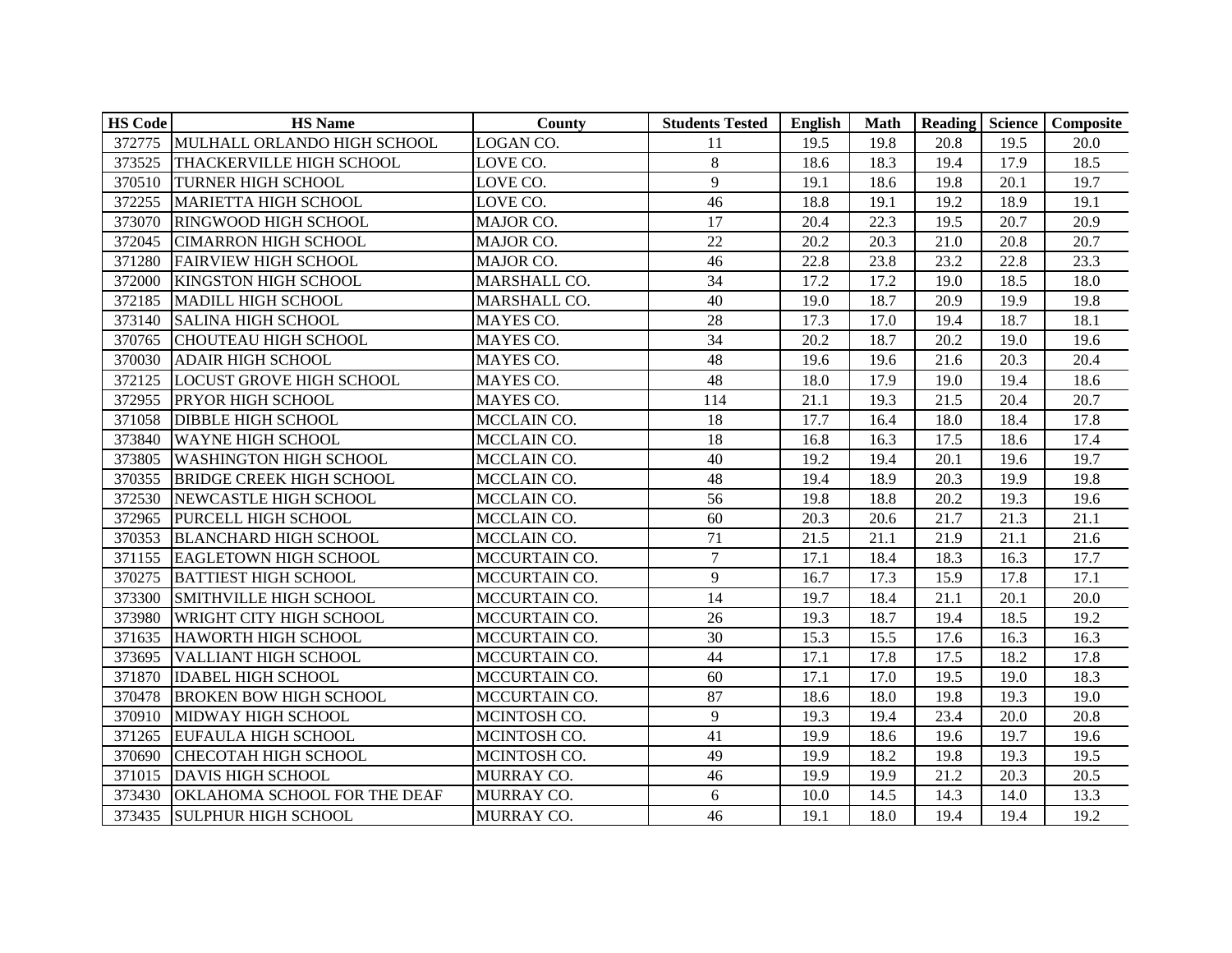| HS Code | HS Name | County | Students Tested | English | Math | Reading | Science | Composite |
|---|---|---|---|---|---|---|---|---|
| 372775 | MULHALL ORLANDO HIGH SCHOOL | LOGAN CO. | 11 | 19.5 | 19.8 | 20.8 | 19.5 | 20.0 |
| 373525 | THACKERVILLE HIGH SCHOOL | LOVE CO. | 8 | 18.6 | 18.3 | 19.4 | 17.9 | 18.5 |
| 370510 | TURNER HIGH SCHOOL | LOVE CO. | 9 | 19.1 | 18.6 | 19.8 | 20.1 | 19.7 |
| 372255 | MARIETTA HIGH SCHOOL | LOVE CO. | 46 | 18.8 | 19.1 | 19.2 | 18.9 | 19.1 |
| 373070 | RINGWOOD HIGH SCHOOL | MAJOR CO. | 17 | 20.4 | 22.3 | 19.5 | 20.7 | 20.9 |
| 372045 | CIMARRON HIGH SCHOOL | MAJOR CO. | 22 | 20.2 | 20.3 | 21.0 | 20.8 | 20.7 |
| 371280 | FAIRVIEW HIGH SCHOOL | MAJOR CO. | 46 | 22.8 | 23.8 | 23.2 | 22.8 | 23.3 |
| 372000 | KINGSTON HIGH SCHOOL | MARSHALL CO. | 34 | 17.2 | 17.2 | 19.0 | 18.5 | 18.0 |
| 372185 | MADILL HIGH SCHOOL | MARSHALL CO. | 40 | 19.0 | 18.7 | 20.9 | 19.9 | 19.8 |
| 373140 | SALINA HIGH SCHOOL | MAYES CO. | 28 | 17.3 | 17.0 | 19.4 | 18.7 | 18.1 |
| 370765 | CHOUTEAU HIGH SCHOOL | MAYES CO. | 34 | 20.2 | 18.7 | 20.2 | 19.0 | 19.6 |
| 370030 | ADAIR HIGH SCHOOL | MAYES CO. | 48 | 19.6 | 19.6 | 21.6 | 20.3 | 20.4 |
| 372125 | LOCUST GROVE HIGH SCHOOL | MAYES CO. | 48 | 18.0 | 17.9 | 19.0 | 19.4 | 18.6 |
| 372955 | PRYOR HIGH SCHOOL | MAYES CO. | 114 | 21.1 | 19.3 | 21.5 | 20.4 | 20.7 |
| 371058 | DIBBLE HIGH SCHOOL | MCCLAIN CO. | 18 | 17.7 | 16.4 | 18.0 | 18.4 | 17.8 |
| 373840 | WAYNE HIGH SCHOOL | MCCLAIN CO. | 18 | 16.8 | 16.3 | 17.5 | 18.6 | 17.4 |
| 373805 | WASHINGTON HIGH SCHOOL | MCCLAIN CO. | 40 | 19.2 | 19.4 | 20.1 | 19.6 | 19.7 |
| 370355 | BRIDGE CREEK HIGH SCHOOL | MCCLAIN CO. | 48 | 19.4 | 18.9 | 20.3 | 19.9 | 19.8 |
| 372530 | NEWCASTLE HIGH SCHOOL | MCCLAIN CO. | 56 | 19.8 | 18.8 | 20.2 | 19.3 | 19.6 |
| 372965 | PURCELL HIGH SCHOOL | MCCLAIN CO. | 60 | 20.3 | 20.6 | 21.7 | 21.3 | 21.1 |
| 370353 | BLANCHARD HIGH SCHOOL | MCCLAIN CO. | 71 | 21.5 | 21.1 | 21.9 | 21.1 | 21.6 |
| 371155 | EAGLETOWN HIGH SCHOOL | MCCURTAIN CO. | 7 | 17.1 | 18.4 | 18.3 | 16.3 | 17.7 |
| 370275 | BATTIEST HIGH SCHOOL | MCCURTAIN CO. | 9 | 16.7 | 17.3 | 15.9 | 17.8 | 17.1 |
| 373300 | SMITHVILLE HIGH SCHOOL | MCCURTAIN CO. | 14 | 19.7 | 18.4 | 21.1 | 20.1 | 20.0 |
| 373980 | WRIGHT CITY HIGH SCHOOL | MCCURTAIN CO. | 26 | 19.3 | 18.7 | 19.4 | 18.5 | 19.2 |
| 371635 | HAWORTH HIGH SCHOOL | MCCURTAIN CO. | 30 | 15.3 | 15.5 | 17.6 | 16.3 | 16.3 |
| 373695 | VALLIANT HIGH SCHOOL | MCCURTAIN CO. | 44 | 17.1 | 17.8 | 17.5 | 18.2 | 17.8 |
| 371870 | IDABEL HIGH SCHOOL | MCCURTAIN CO. | 60 | 17.1 | 17.0 | 19.5 | 19.0 | 18.3 |
| 370478 | BROKEN BOW HIGH SCHOOL | MCCURTAIN CO. | 87 | 18.6 | 18.0 | 19.8 | 19.3 | 19.0 |
| 370910 | MIDWAY HIGH SCHOOL | MCINTOSH CO. | 9 | 19.3 | 19.4 | 23.4 | 20.0 | 20.8 |
| 371265 | EUFAULA HIGH SCHOOL | MCINTOSH CO. | 41 | 19.9 | 18.6 | 19.6 | 19.7 | 19.6 |
| 370690 | CHECOTAH HIGH SCHOOL | MCINTOSH CO. | 49 | 19.9 | 18.2 | 19.8 | 19.3 | 19.5 |
| 371015 | DAVIS HIGH SCHOOL | MURRAY CO. | 46 | 19.9 | 19.9 | 21.2 | 20.3 | 20.5 |
| 373430 | OKLAHOMA SCHOOL FOR THE DEAF | MURRAY CO. | 6 | 10.0 | 14.5 | 14.3 | 14.0 | 13.3 |
| 373435 | SULPHUR HIGH SCHOOL | MURRAY CO. | 46 | 19.1 | 18.0 | 19.4 | 19.4 | 19.2 |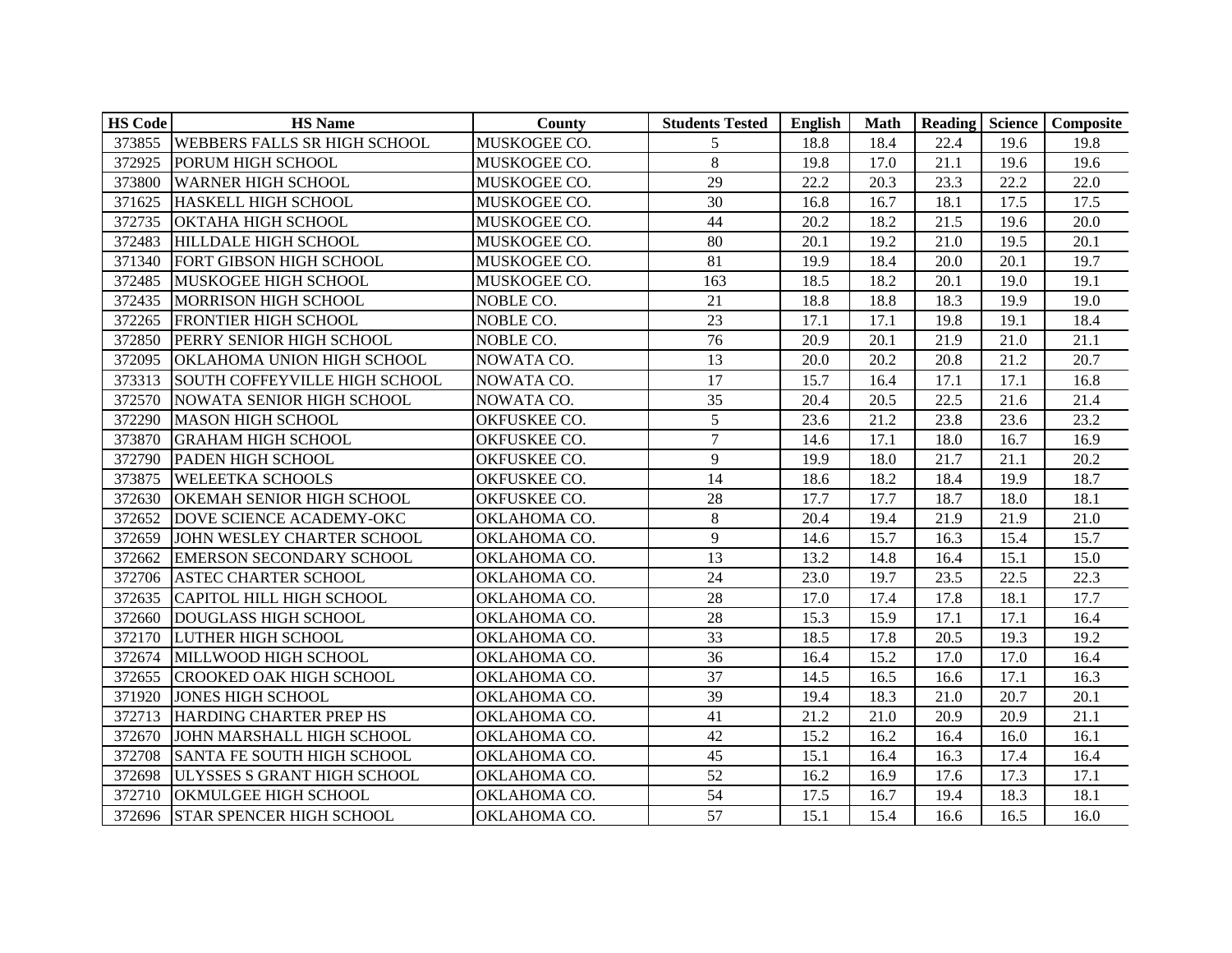| HS Code | HS Name | County | Students Tested | English | Math | Reading | Science | Composite |
|---|---|---|---|---|---|---|---|---|
| 373855 | WEBBERS FALLS SR HIGH SCHOOL | MUSKOGEE CO. | 5 | 18.8 | 18.4 | 22.4 | 19.6 | 19.8 |
| 372925 | PORUM HIGH SCHOOL | MUSKOGEE CO. | 8 | 19.8 | 17.0 | 21.1 | 19.6 | 19.6 |
| 373800 | WARNER HIGH SCHOOL | MUSKOGEE CO. | 29 | 22.2 | 20.3 | 23.3 | 22.2 | 22.0 |
| 371625 | HASKELL HIGH SCHOOL | MUSKOGEE CO. | 30 | 16.8 | 16.7 | 18.1 | 17.5 | 17.5 |
| 372735 | OKTAHA HIGH SCHOOL | MUSKOGEE CO. | 44 | 20.2 | 18.2 | 21.5 | 19.6 | 20.0 |
| 372483 | HILLDALE HIGH SCHOOL | MUSKOGEE CO. | 80 | 20.1 | 19.2 | 21.0 | 19.5 | 20.1 |
| 371340 | FORT GIBSON HIGH SCHOOL | MUSKOGEE CO. | 81 | 19.9 | 18.4 | 20.0 | 20.1 | 19.7 |
| 372485 | MUSKOGEE HIGH SCHOOL | MUSKOGEE CO. | 163 | 18.5 | 18.2 | 20.1 | 19.0 | 19.1 |
| 372435 | MORRISON HIGH SCHOOL | NOBLE CO. | 21 | 18.8 | 18.8 | 18.3 | 19.9 | 19.0 |
| 372265 | FRONTIER HIGH SCHOOL | NOBLE CO. | 23 | 17.1 | 17.1 | 19.8 | 19.1 | 18.4 |
| 372850 | PERRY SENIOR HIGH SCHOOL | NOBLE CO. | 76 | 20.9 | 20.1 | 21.9 | 21.0 | 21.1 |
| 372095 | OKLAHOMA UNION HIGH SCHOOL | NOWATA CO. | 13 | 20.0 | 20.2 | 20.8 | 21.2 | 20.7 |
| 373313 | SOUTH COFFEYVILLE HIGH SCHOOL | NOWATA CO. | 17 | 15.7 | 16.4 | 17.1 | 17.1 | 16.8 |
| 372570 | NOWATA SENIOR HIGH SCHOOL | NOWATA CO. | 35 | 20.4 | 20.5 | 22.5 | 21.6 | 21.4 |
| 372290 | MASON HIGH SCHOOL | OKFUSKEE CO. | 5 | 23.6 | 21.2 | 23.8 | 23.6 | 23.2 |
| 373870 | GRAHAM HIGH SCHOOL | OKFUSKEE CO. | 7 | 14.6 | 17.1 | 18.0 | 16.7 | 16.9 |
| 372790 | PADEN HIGH SCHOOL | OKFUSKEE CO. | 9 | 19.9 | 18.0 | 21.7 | 21.1 | 20.2 |
| 373875 | WELEETKA SCHOOLS | OKFUSKEE CO. | 14 | 18.6 | 18.2 | 18.4 | 19.9 | 18.7 |
| 372630 | OKEMAH SENIOR HIGH SCHOOL | OKFUSKEE CO. | 28 | 17.7 | 17.7 | 18.7 | 18.0 | 18.1 |
| 372652 | DOVE SCIENCE ACADEMY-OKC | OKLAHOMA CO. | 8 | 20.4 | 19.4 | 21.9 | 21.9 | 21.0 |
| 372659 | JOHN WESLEY CHARTER SCHOOL | OKLAHOMA CO. | 9 | 14.6 | 15.7 | 16.3 | 15.4 | 15.7 |
| 372662 | EMERSON SECONDARY SCHOOL | OKLAHOMA CO. | 13 | 13.2 | 14.8 | 16.4 | 15.1 | 15.0 |
| 372706 | ASTEC CHARTER SCHOOL | OKLAHOMA CO. | 24 | 23.0 | 19.7 | 23.5 | 22.5 | 22.3 |
| 372635 | CAPITOL HILL HIGH SCHOOL | OKLAHOMA CO. | 28 | 17.0 | 17.4 | 17.8 | 18.1 | 17.7 |
| 372660 | DOUGLASS HIGH SCHOOL | OKLAHOMA CO. | 28 | 15.3 | 15.9 | 17.1 | 17.1 | 16.4 |
| 372170 | LUTHER HIGH SCHOOL | OKLAHOMA CO. | 33 | 18.5 | 17.8 | 20.5 | 19.3 | 19.2 |
| 372674 | MILLWOOD HIGH SCHOOL | OKLAHOMA CO. | 36 | 16.4 | 15.2 | 17.0 | 17.0 | 16.4 |
| 372655 | CROOKED OAK HIGH SCHOOL | OKLAHOMA CO. | 37 | 14.5 | 16.5 | 16.6 | 17.1 | 16.3 |
| 371920 | JONES HIGH SCHOOL | OKLAHOMA CO. | 39 | 19.4 | 18.3 | 21.0 | 20.7 | 20.1 |
| 372713 | HARDING CHARTER PREP HS | OKLAHOMA CO. | 41 | 21.2 | 21.0 | 20.9 | 20.9 | 21.1 |
| 372670 | JOHN MARSHALL HIGH SCHOOL | OKLAHOMA CO. | 42 | 15.2 | 16.2 | 16.4 | 16.0 | 16.1 |
| 372708 | SANTA FE SOUTH HIGH SCHOOL | OKLAHOMA CO. | 45 | 15.1 | 16.4 | 16.3 | 17.4 | 16.4 |
| 372698 | ULYSSES S GRANT HIGH SCHOOL | OKLAHOMA CO. | 52 | 16.2 | 16.9 | 17.6 | 17.3 | 17.1 |
| 372710 | OKMULGEE HIGH SCHOOL | OKLAHOMA CO. | 54 | 17.5 | 16.7 | 19.4 | 18.3 | 18.1 |
| 372696 | STAR SPENCER HIGH SCHOOL | OKLAHOMA CO. | 57 | 15.1 | 15.4 | 16.6 | 16.5 | 16.0 |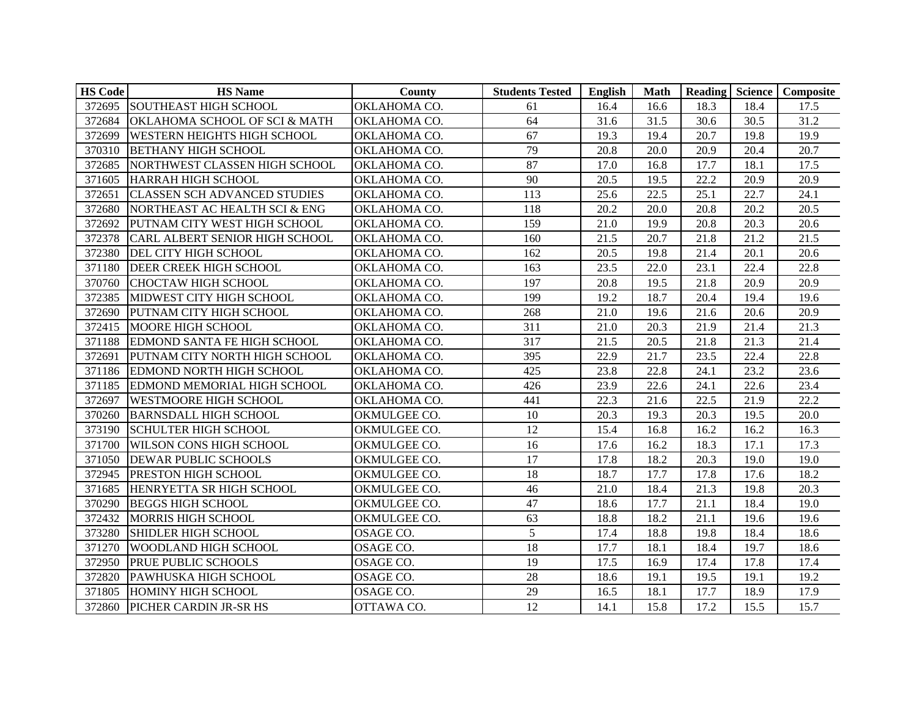| HS Code | HS Name | County | Students Tested | English | Math | Reading | Science | Composite |
|---|---|---|---|---|---|---|---|---|
| 372695 | SOUTHEAST HIGH SCHOOL | OKLAHOMA CO. | 61 | 16.4 | 16.6 | 18.3 | 18.4 | 17.5 |
| 372684 | OKLAHOMA SCHOOL OF SCI & MATH | OKLAHOMA CO. | 64 | 31.6 | 31.5 | 30.6 | 30.5 | 31.2 |
| 372699 | WESTERN HEIGHTS HIGH SCHOOL | OKLAHOMA CO. | 67 | 19.3 | 19.4 | 20.7 | 19.8 | 19.9 |
| 370310 | BETHANY HIGH SCHOOL | OKLAHOMA CO. | 79 | 20.8 | 20.0 | 20.9 | 20.4 | 20.7 |
| 372685 | NORTHWEST CLASSEN HIGH SCHOOL | OKLAHOMA CO. | 87 | 17.0 | 16.8 | 17.7 | 18.1 | 17.5 |
| 371605 | HARRAH HIGH SCHOOL | OKLAHOMA CO. | 90 | 20.5 | 19.5 | 22.2 | 20.9 | 20.9 |
| 372651 | CLASSEN SCH ADVANCED STUDIES | OKLAHOMA CO. | 113 | 25.6 | 22.5 | 25.1 | 22.7 | 24.1 |
| 372680 | NORTHEAST AC HEALTH SCI & ENG | OKLAHOMA CO. | 118 | 20.2 | 20.0 | 20.8 | 20.2 | 20.5 |
| 372692 | PUTNAM CITY WEST HIGH SCHOOL | OKLAHOMA CO. | 159 | 21.0 | 19.9 | 20.8 | 20.3 | 20.6 |
| 372378 | CARL ALBERT SENIOR HIGH SCHOOL | OKLAHOMA CO. | 160 | 21.5 | 20.7 | 21.8 | 21.2 | 21.5 |
| 372380 | DEL CITY HIGH SCHOOL | OKLAHOMA CO. | 162 | 20.5 | 19.8 | 21.4 | 20.1 | 20.6 |
| 371180 | DEER CREEK HIGH SCHOOL | OKLAHOMA CO. | 163 | 23.5 | 22.0 | 23.1 | 22.4 | 22.8 |
| 370760 | CHOCTAW HIGH SCHOOL | OKLAHOMA CO. | 197 | 20.8 | 19.5 | 21.8 | 20.9 | 20.9 |
| 372385 | MIDWEST CITY HIGH SCHOOL | OKLAHOMA CO. | 199 | 19.2 | 18.7 | 20.4 | 19.4 | 19.6 |
| 372690 | PUTNAM CITY HIGH SCHOOL | OKLAHOMA CO. | 268 | 21.0 | 19.6 | 21.6 | 20.6 | 20.9 |
| 372415 | MOORE HIGH SCHOOL | OKLAHOMA CO. | 311 | 21.0 | 20.3 | 21.9 | 21.4 | 21.3 |
| 371188 | EDMOND SANTA FE HIGH SCHOOL | OKLAHOMA CO. | 317 | 21.5 | 20.5 | 21.8 | 21.3 | 21.4 |
| 372691 | PUTNAM CITY NORTH HIGH SCHOOL | OKLAHOMA CO. | 395 | 22.9 | 21.7 | 23.5 | 22.4 | 22.8 |
| 371186 | EDMOND NORTH HIGH SCHOOL | OKLAHOMA CO. | 425 | 23.8 | 22.8 | 24.1 | 23.2 | 23.6 |
| 371185 | EDMOND MEMORIAL HIGH SCHOOL | OKLAHOMA CO. | 426 | 23.9 | 22.6 | 24.1 | 22.6 | 23.4 |
| 372697 | WESTMOORE HIGH SCHOOL | OKLAHOMA CO. | 441 | 22.3 | 21.6 | 22.5 | 21.9 | 22.2 |
| 370260 | BARNSDALL HIGH SCHOOL | OKMULGEE CO. | 10 | 20.3 | 19.3 | 20.3 | 19.5 | 20.0 |
| 373190 | SCHULTER HIGH SCHOOL | OKMULGEE CO. | 12 | 15.4 | 16.8 | 16.2 | 16.2 | 16.3 |
| 371700 | WILSON CONS HIGH SCHOOL | OKMULGEE CO. | 16 | 17.6 | 16.2 | 18.3 | 17.1 | 17.3 |
| 371050 | DEWAR PUBLIC SCHOOLS | OKMULGEE CO. | 17 | 17.8 | 18.2 | 20.3 | 19.0 | 19.0 |
| 372945 | PRESTON HIGH SCHOOL | OKMULGEE CO. | 18 | 18.7 | 17.7 | 17.8 | 17.6 | 18.2 |
| 371685 | HENRYETTA SR HIGH SCHOOL | OKMULGEE CO. | 46 | 21.0 | 18.4 | 21.3 | 19.8 | 20.3 |
| 370290 | BEGGS HIGH SCHOOL | OKMULGEE CO. | 47 | 18.6 | 17.7 | 21.1 | 18.4 | 19.0 |
| 372432 | MORRIS HIGH SCHOOL | OKMULGEE CO. | 63 | 18.8 | 18.2 | 21.1 | 19.6 | 19.6 |
| 373280 | SHIDLER HIGH SCHOOL | OSAGE CO. | 5 | 17.4 | 18.8 | 19.8 | 18.4 | 18.6 |
| 371270 | WOODLAND HIGH SCHOOL | OSAGE CO. | 18 | 17.7 | 18.1 | 18.4 | 19.7 | 18.6 |
| 372950 | PRUE PUBLIC SCHOOLS | OSAGE CO. | 19 | 17.5 | 16.9 | 17.4 | 17.8 | 17.4 |
| 372820 | PAWHUSKA HIGH SCHOOL | OSAGE CO. | 28 | 18.6 | 19.1 | 19.5 | 19.1 | 19.2 |
| 371805 | HOMINY HIGH SCHOOL | OSAGE CO. | 29 | 16.5 | 18.1 | 17.7 | 18.9 | 17.9 |
| 372860 | PICHER CARDIN JR-SR HS | OTTAWA CO. | 12 | 14.1 | 15.8 | 17.2 | 15.5 | 15.7 |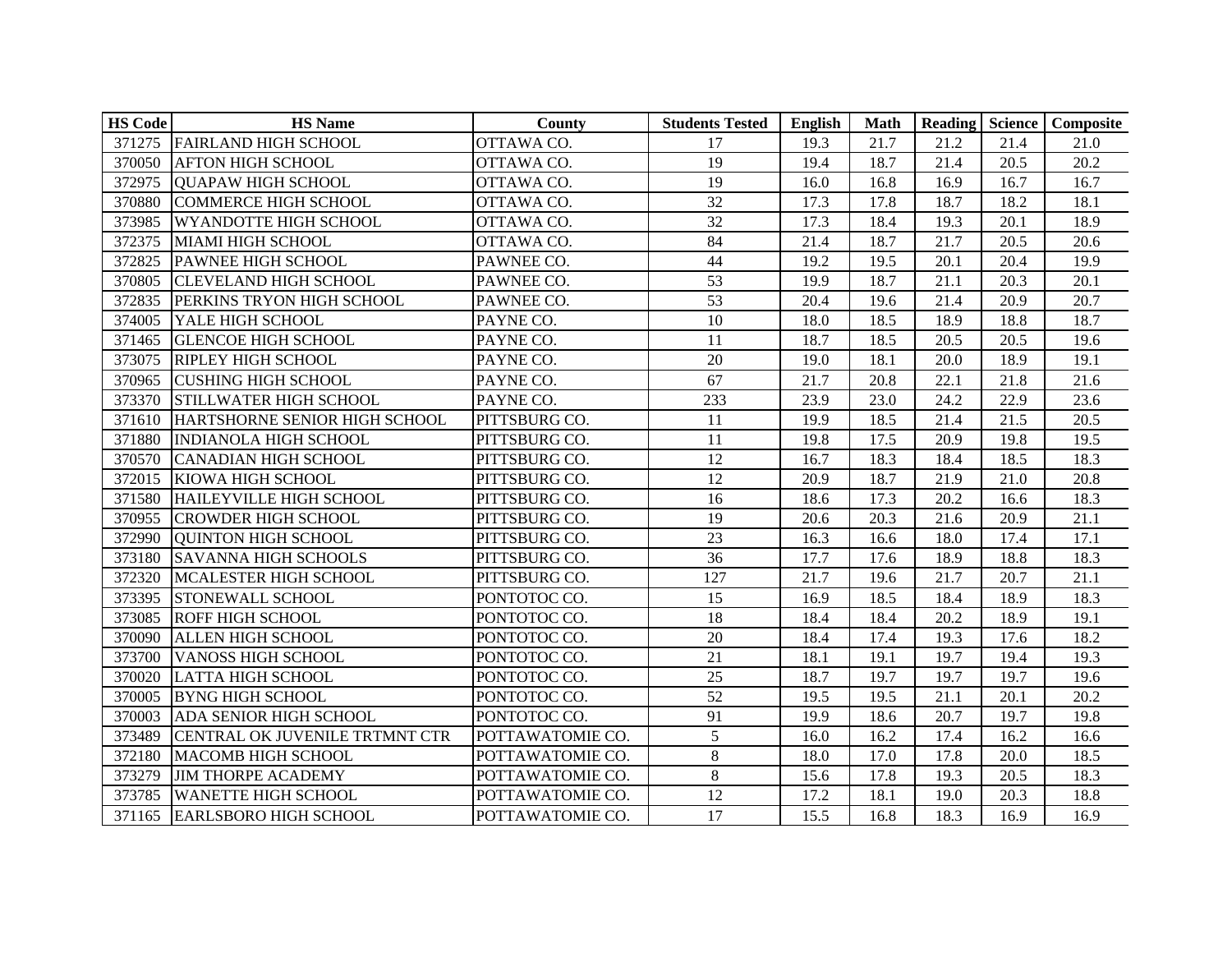| HS Code | HS Name | County | Students Tested | English | Math | Reading | Science | Composite |
|---|---|---|---|---|---|---|---|---|
| 371275 | FAIRLAND HIGH SCHOOL | OTTAWA CO. | 17 | 19.3 | 21.7 | 21.2 | 21.4 | 21.0 |
| 370050 | AFTON HIGH SCHOOL | OTTAWA CO. | 19 | 19.4 | 18.7 | 21.4 | 20.5 | 20.2 |
| 372975 | QUAPAW HIGH SCHOOL | OTTAWA CO. | 19 | 16.0 | 16.8 | 16.9 | 16.7 | 16.7 |
| 370880 | COMMERCE HIGH SCHOOL | OTTAWA CO. | 32 | 17.3 | 17.8 | 18.7 | 18.2 | 18.1 |
| 373985 | WYANDOTTE HIGH SCHOOL | OTTAWA CO. | 32 | 17.3 | 18.4 | 19.3 | 20.1 | 18.9 |
| 372375 | MIAMI HIGH SCHOOL | OTTAWA CO. | 84 | 21.4 | 18.7 | 21.7 | 20.5 | 20.6 |
| 372825 | PAWNEE HIGH SCHOOL | PAWNEE CO. | 44 | 19.2 | 19.5 | 20.1 | 20.4 | 19.9 |
| 370805 | CLEVELAND HIGH SCHOOL | PAWNEE CO. | 53 | 19.9 | 18.7 | 21.1 | 20.3 | 20.1 |
| 372835 | PERKINS TRYON HIGH SCHOOL | PAWNEE CO. | 53 | 20.4 | 19.6 | 21.4 | 20.9 | 20.7 |
| 374005 | YALE HIGH SCHOOL | PAYNE CO. | 10 | 18.0 | 18.5 | 18.9 | 18.8 | 18.7 |
| 371465 | GLENCOE HIGH SCHOOL | PAYNE CO. | 11 | 18.7 | 18.5 | 20.5 | 20.5 | 19.6 |
| 373075 | RIPLEY HIGH SCHOOL | PAYNE CO. | 20 | 19.0 | 18.1 | 20.0 | 18.9 | 19.1 |
| 370965 | CUSHING HIGH SCHOOL | PAYNE CO. | 67 | 21.7 | 20.8 | 22.1 | 21.8 | 21.6 |
| 373370 | STILLWATER HIGH SCHOOL | PAYNE CO. | 233 | 23.9 | 23.0 | 24.2 | 22.9 | 23.6 |
| 371610 | HARTSHORNE SENIOR HIGH SCHOOL | PITTSBURG CO. | 11 | 19.9 | 18.5 | 21.4 | 21.5 | 20.5 |
| 371880 | INDIANOLA HIGH SCHOOL | PITTSBURG CO. | 11 | 19.8 | 17.5 | 20.9 | 19.8 | 19.5 |
| 370570 | CANADIAN HIGH SCHOOL | PITTSBURG CO. | 12 | 16.7 | 18.3 | 18.4 | 18.5 | 18.3 |
| 372015 | KIOWA HIGH SCHOOL | PITTSBURG CO. | 12 | 20.9 | 18.7 | 21.9 | 21.0 | 20.8 |
| 371580 | HAILEYVILLE HIGH SCHOOL | PITTSBURG CO. | 16 | 18.6 | 17.3 | 20.2 | 16.6 | 18.3 |
| 370955 | CROWDER HIGH SCHOOL | PITTSBURG CO. | 19 | 20.6 | 20.3 | 21.6 | 20.9 | 21.1 |
| 372990 | QUINTON HIGH SCHOOL | PITTSBURG CO. | 23 | 16.3 | 16.6 | 18.0 | 17.4 | 17.1 |
| 373180 | SAVANNA HIGH SCHOOLS | PITTSBURG CO. | 36 | 17.7 | 17.6 | 18.9 | 18.8 | 18.3 |
| 372320 | MCALESTER HIGH SCHOOL | PITTSBURG CO. | 127 | 21.7 | 19.6 | 21.7 | 20.7 | 21.1 |
| 373395 | STONEWALL SCHOOL | PONTOTOC CO. | 15 | 16.9 | 18.5 | 18.4 | 18.9 | 18.3 |
| 373085 | ROFF HIGH SCHOOL | PONTOTOC CO. | 18 | 18.4 | 18.4 | 20.2 | 18.9 | 19.1 |
| 370090 | ALLEN HIGH SCHOOL | PONTOTOC CO. | 20 | 18.4 | 17.4 | 19.3 | 17.6 | 18.2 |
| 373700 | VANOSS HIGH SCHOOL | PONTOTOC CO. | 21 | 18.1 | 19.1 | 19.7 | 19.4 | 19.3 |
| 370020 | LATTA HIGH SCHOOL | PONTOTOC CO. | 25 | 18.7 | 19.7 | 19.7 | 19.7 | 19.6 |
| 370005 | BYNG HIGH SCHOOL | PONTOTOC CO. | 52 | 19.5 | 19.5 | 21.1 | 20.1 | 20.2 |
| 370003 | ADA SENIOR HIGH SCHOOL | PONTOTOC CO. | 91 | 19.9 | 18.6 | 20.7 | 19.7 | 19.8 |
| 373489 | CENTRAL OK JUVENILE TRTMNT CTR | POTTAWATOMIE CO. | 5 | 16.0 | 16.2 | 17.4 | 16.2 | 16.6 |
| 372180 | MACOMB HIGH SCHOOL | POTTAWATOMIE CO. | 8 | 18.0 | 17.0 | 17.8 | 20.0 | 18.5 |
| 373279 | JIM THORPE ACADEMY | POTTAWATOMIE CO. | 8 | 15.6 | 17.8 | 19.3 | 20.5 | 18.3 |
| 373785 | WANETTE HIGH SCHOOL | POTTAWATOMIE CO. | 12 | 17.2 | 18.1 | 19.0 | 20.3 | 18.8 |
| 371165 | EARLSBORO HIGH SCHOOL | POTTAWATOMIE CO. | 17 | 15.5 | 16.8 | 18.3 | 16.9 | 16.9 |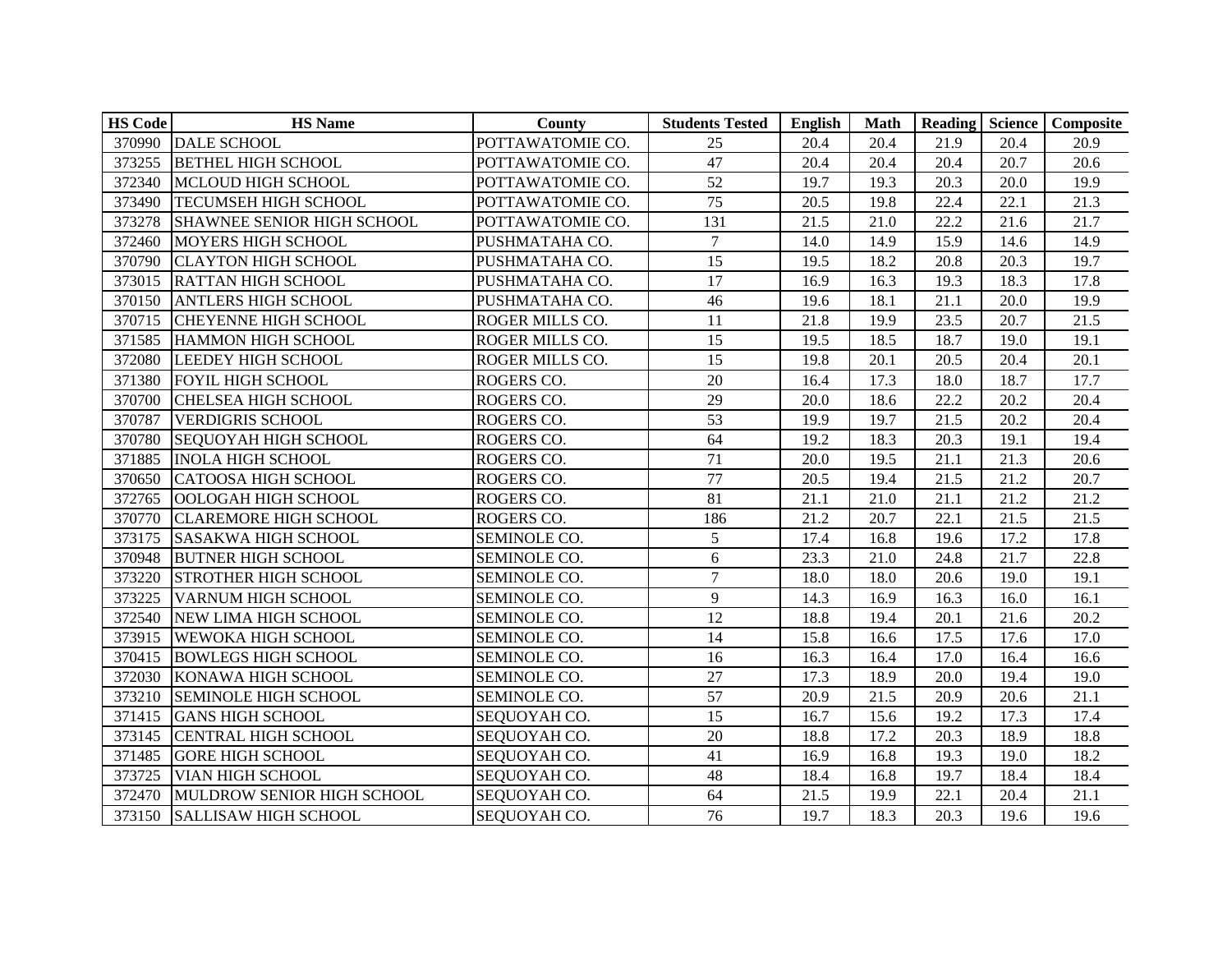| HS Code | HS Name | County | Students Tested | English | Math | Reading | Science | Composite |
|---|---|---|---|---|---|---|---|---|
| 370990 | DALE SCHOOL | POTTAWATOMIE CO. | 25 | 20.4 | 20.4 | 21.9 | 20.4 | 20.9 |
| 373255 | BETHEL HIGH SCHOOL | POTTAWATOMIE CO. | 47 | 20.4 | 20.4 | 20.4 | 20.7 | 20.6 |
| 372340 | MCLOUD HIGH SCHOOL | POTTAWATOMIE CO. | 52 | 19.7 | 19.3 | 20.3 | 20.0 | 19.9 |
| 373490 | TECUMSEH HIGH SCHOOL | POTTAWATOMIE CO. | 75 | 20.5 | 19.8 | 22.4 | 22.1 | 21.3 |
| 373278 | SHAWNEE SENIOR HIGH SCHOOL | POTTAWATOMIE CO. | 131 | 21.5 | 21.0 | 22.2 | 21.6 | 21.7 |
| 372460 | MOYERS HIGH SCHOOL | PUSHMATAHA CO. | 7 | 14.0 | 14.9 | 15.9 | 14.6 | 14.9 |
| 370790 | CLAYTON HIGH SCHOOL | PUSHMATAHA CO. | 15 | 19.5 | 18.2 | 20.8 | 20.3 | 19.7 |
| 373015 | RATTAN HIGH SCHOOL | PUSHMATAHA CO. | 17 | 16.9 | 16.3 | 19.3 | 18.3 | 17.8 |
| 370150 | ANTLERS HIGH SCHOOL | PUSHMATAHA CO. | 46 | 19.6 | 18.1 | 21.1 | 20.0 | 19.9 |
| 370715 | CHEYENNE HIGH SCHOOL | ROGER MILLS CO. | 11 | 21.8 | 19.9 | 23.5 | 20.7 | 21.5 |
| 371585 | HAMMON HIGH SCHOOL | ROGER MILLS CO. | 15 | 19.5 | 18.5 | 18.7 | 19.0 | 19.1 |
| 372080 | LEEDEY HIGH SCHOOL | ROGER MILLS CO. | 15 | 19.8 | 20.1 | 20.5 | 20.4 | 20.1 |
| 371380 | FOYIL HIGH SCHOOL | ROGERS CO. | 20 | 16.4 | 17.3 | 18.0 | 18.7 | 17.7 |
| 370700 | CHELSEA HIGH SCHOOL | ROGERS CO. | 29 | 20.0 | 18.6 | 22.2 | 20.2 | 20.4 |
| 370787 | VERDIGRIS SCHOOL | ROGERS CO. | 53 | 19.9 | 19.7 | 21.5 | 20.2 | 20.4 |
| 370780 | SEQUOYAH HIGH SCHOOL | ROGERS CO. | 64 | 19.2 | 18.3 | 20.3 | 19.1 | 19.4 |
| 371885 | INOLA HIGH SCHOOL | ROGERS CO. | 71 | 20.0 | 19.5 | 21.1 | 21.3 | 20.6 |
| 370650 | CATOOSA HIGH SCHOOL | ROGERS CO. | 77 | 20.5 | 19.4 | 21.5 | 21.2 | 20.7 |
| 372765 | OOLOGAH HIGH SCHOOL | ROGERS CO. | 81 | 21.1 | 21.0 | 21.1 | 21.2 | 21.2 |
| 370770 | CLAREMORE HIGH SCHOOL | ROGERS CO. | 186 | 21.2 | 20.7 | 22.1 | 21.5 | 21.5 |
| 373175 | SASAKWA HIGH SCHOOL | SEMINOLE CO. | 5 | 17.4 | 16.8 | 19.6 | 17.2 | 17.8 |
| 370948 | BUTNER HIGH SCHOOL | SEMINOLE CO. | 6 | 23.3 | 21.0 | 24.8 | 21.7 | 22.8 |
| 373220 | STROTHER HIGH SCHOOL | SEMINOLE CO. | 7 | 18.0 | 18.0 | 20.6 | 19.0 | 19.1 |
| 373225 | VARNUM HIGH SCHOOL | SEMINOLE CO. | 9 | 14.3 | 16.9 | 16.3 | 16.0 | 16.1 |
| 372540 | NEW LIMA HIGH SCHOOL | SEMINOLE CO. | 12 | 18.8 | 19.4 | 20.1 | 21.6 | 20.2 |
| 373915 | WEWOKA HIGH SCHOOL | SEMINOLE CO. | 14 | 15.8 | 16.6 | 17.5 | 17.6 | 17.0 |
| 370415 | BOWLEGS HIGH SCHOOL | SEMINOLE CO. | 16 | 16.3 | 16.4 | 17.0 | 16.4 | 16.6 |
| 372030 | KONAWA HIGH SCHOOL | SEMINOLE CO. | 27 | 17.3 | 18.9 | 20.0 | 19.4 | 19.0 |
| 373210 | SEMINOLE HIGH SCHOOL | SEMINOLE CO. | 57 | 20.9 | 21.5 | 20.9 | 20.6 | 21.1 |
| 371415 | GANS HIGH SCHOOL | SEQUOYAH CO. | 15 | 16.7 | 15.6 | 19.2 | 17.3 | 17.4 |
| 373145 | CENTRAL HIGH SCHOOL | SEQUOYAH CO. | 20 | 18.8 | 17.2 | 20.3 | 18.9 | 18.8 |
| 371485 | GORE HIGH SCHOOL | SEQUOYAH CO. | 41 | 16.9 | 16.8 | 19.3 | 19.0 | 18.2 |
| 373725 | VIAN HIGH SCHOOL | SEQUOYAH CO. | 48 | 18.4 | 16.8 | 19.7 | 18.4 | 18.4 |
| 372470 | MULDROW SENIOR HIGH SCHOOL | SEQUOYAH CO. | 64 | 21.5 | 19.9 | 22.1 | 20.4 | 21.1 |
| 373150 | SALLISAW HIGH SCHOOL | SEQUOYAH CO. | 76 | 19.7 | 18.3 | 20.3 | 19.6 | 19.6 |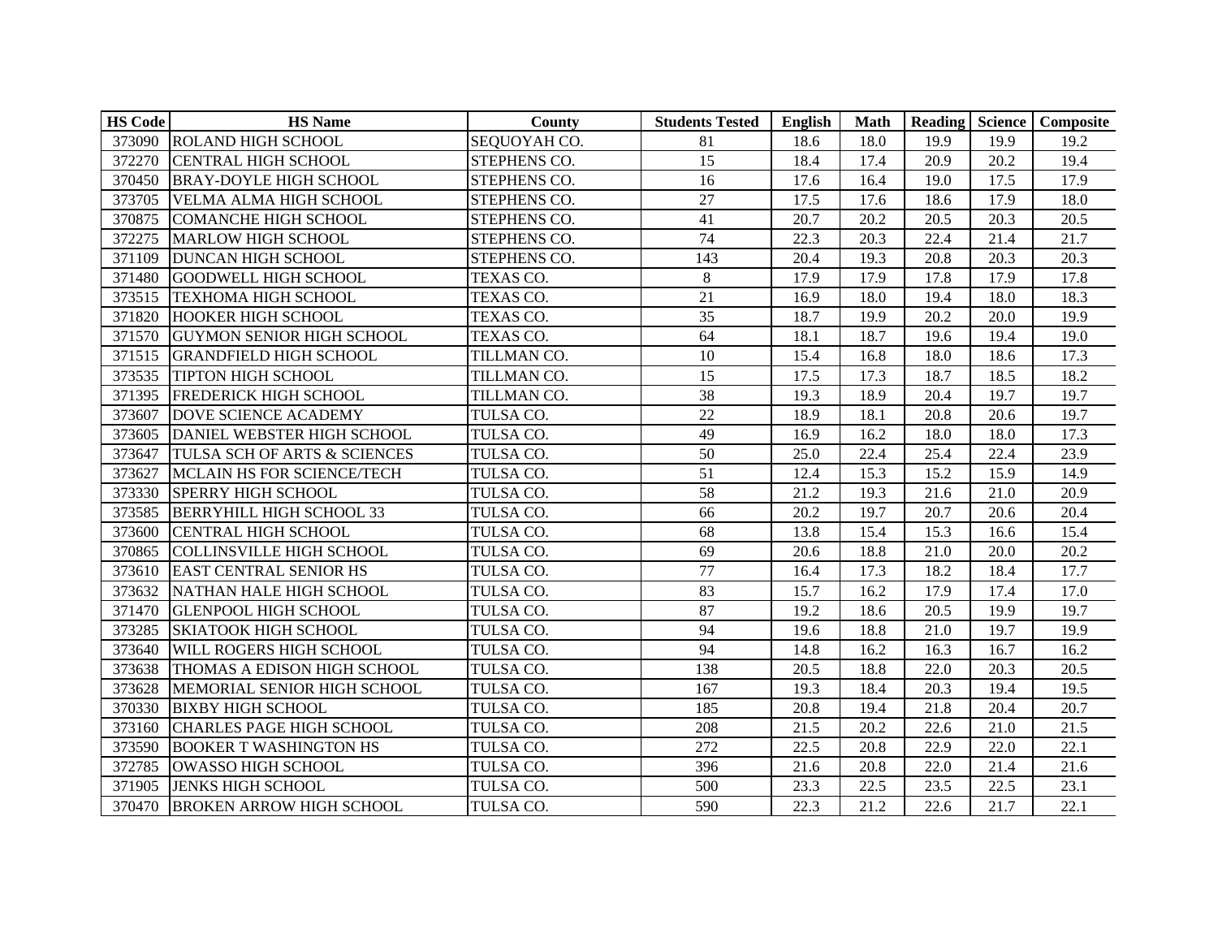| HS Code | HS Name | County | Students Tested | English | Math | Reading | Science | Composite |
|---|---|---|---|---|---|---|---|---|
| 373090 | ROLAND HIGH SCHOOL | SEQUOYAH CO. | 81 | 18.6 | 18.0 | 19.9 | 19.9 | 19.2 |
| 372270 | CENTRAL HIGH SCHOOL | STEPHENS CO. | 15 | 18.4 | 17.4 | 20.9 | 20.2 | 19.4 |
| 370450 | BRAY-DOYLE HIGH SCHOOL | STEPHENS CO. | 16 | 17.6 | 16.4 | 19.0 | 17.5 | 17.9 |
| 373705 | VELMA ALMA HIGH SCHOOL | STEPHENS CO. | 27 | 17.5 | 17.6 | 18.6 | 17.9 | 18.0 |
| 370875 | COMANCHE HIGH SCHOOL | STEPHENS CO. | 41 | 20.7 | 20.2 | 20.5 | 20.3 | 20.5 |
| 372275 | MARLOW HIGH SCHOOL | STEPHENS CO. | 74 | 22.3 | 20.3 | 22.4 | 21.4 | 21.7 |
| 371109 | DUNCAN HIGH SCHOOL | STEPHENS CO. | 143 | 20.4 | 19.3 | 20.8 | 20.3 | 20.3 |
| 371480 | GOODWELL HIGH SCHOOL | TEXAS CO. | 8 | 17.9 | 17.9 | 17.8 | 17.9 | 17.8 |
| 373515 | TEXHOMA HIGH SCHOOL | TEXAS CO. | 21 | 16.9 | 18.0 | 19.4 | 18.0 | 18.3 |
| 371820 | HOOKER HIGH SCHOOL | TEXAS CO. | 35 | 18.7 | 19.9 | 20.2 | 20.0 | 19.9 |
| 371570 | GUYMON SENIOR HIGH SCHOOL | TEXAS CO. | 64 | 18.1 | 18.7 | 19.6 | 19.4 | 19.0 |
| 371515 | GRANDFIELD HIGH SCHOOL | TILLMAN CO. | 10 | 15.4 | 16.8 | 18.0 | 18.6 | 17.3 |
| 373535 | TIPTON HIGH SCHOOL | TILLMAN CO. | 15 | 17.5 | 17.3 | 18.7 | 18.5 | 18.2 |
| 371395 | FREDERICK HIGH SCHOOL | TILLMAN CO. | 38 | 19.3 | 18.9 | 20.4 | 19.7 | 19.7 |
| 373607 | DOVE SCIENCE ACADEMY | TULSA CO. | 22 | 18.9 | 18.1 | 20.8 | 20.6 | 19.7 |
| 373605 | DANIEL WEBSTER HIGH SCHOOL | TULSA CO. | 49 | 16.9 | 16.2 | 18.0 | 18.0 | 17.3 |
| 373647 | TULSA SCH OF ARTS & SCIENCES | TULSA CO. | 50 | 25.0 | 22.4 | 25.4 | 22.4 | 23.9 |
| 373627 | MCLAIN HS FOR SCIENCE/TECH | TULSA CO. | 51 | 12.4 | 15.3 | 15.2 | 15.9 | 14.9 |
| 373330 | SPERRY HIGH SCHOOL | TULSA CO. | 58 | 21.2 | 19.3 | 21.6 | 21.0 | 20.9 |
| 373585 | BERRYHILL HIGH SCHOOL 33 | TULSA CO. | 66 | 20.2 | 19.7 | 20.7 | 20.6 | 20.4 |
| 373600 | CENTRAL HIGH SCHOOL | TULSA CO. | 68 | 13.8 | 15.4 | 15.3 | 16.6 | 15.4 |
| 370865 | COLLINSVILLE HIGH SCHOOL | TULSA CO. | 69 | 20.6 | 18.8 | 21.0 | 20.0 | 20.2 |
| 373610 | EAST CENTRAL SENIOR HS | TULSA CO. | 77 | 16.4 | 17.3 | 18.2 | 18.4 | 17.7 |
| 373632 | NATHAN HALE HIGH SCHOOL | TULSA CO. | 83 | 15.7 | 16.2 | 17.9 | 17.4 | 17.0 |
| 371470 | GLENPOOL HIGH SCHOOL | TULSA CO. | 87 | 19.2 | 18.6 | 20.5 | 19.9 | 19.7 |
| 373285 | SKIATOOK HIGH SCHOOL | TULSA CO. | 94 | 19.6 | 18.8 | 21.0 | 19.7 | 19.9 |
| 373640 | WILL ROGERS HIGH SCHOOL | TULSA CO. | 94 | 14.8 | 16.2 | 16.3 | 16.7 | 16.2 |
| 373638 | THOMAS A EDISON HIGH SCHOOL | TULSA CO. | 138 | 20.5 | 18.8 | 22.0 | 20.3 | 20.5 |
| 373628 | MEMORIAL SENIOR HIGH SCHOOL | TULSA CO. | 167 | 19.3 | 18.4 | 20.3 | 19.4 | 19.5 |
| 370330 | BIXBY HIGH SCHOOL | TULSA CO. | 185 | 20.8 | 19.4 | 21.8 | 20.4 | 20.7 |
| 373160 | CHARLES PAGE HIGH SCHOOL | TULSA CO. | 208 | 21.5 | 20.2 | 22.6 | 21.0 | 21.5 |
| 373590 | BOOKER T WASHINGTON HS | TULSA CO. | 272 | 22.5 | 20.8 | 22.9 | 22.0 | 22.1 |
| 372785 | OWASSO HIGH SCHOOL | TULSA CO. | 396 | 21.6 | 20.8 | 22.0 | 21.4 | 21.6 |
| 371905 | JENKS HIGH SCHOOL | TULSA CO. | 500 | 23.3 | 22.5 | 23.5 | 22.5 | 23.1 |
| 370470 | BROKEN ARROW HIGH SCHOOL | TULSA CO. | 590 | 22.3 | 21.2 | 22.6 | 21.7 | 22.1 |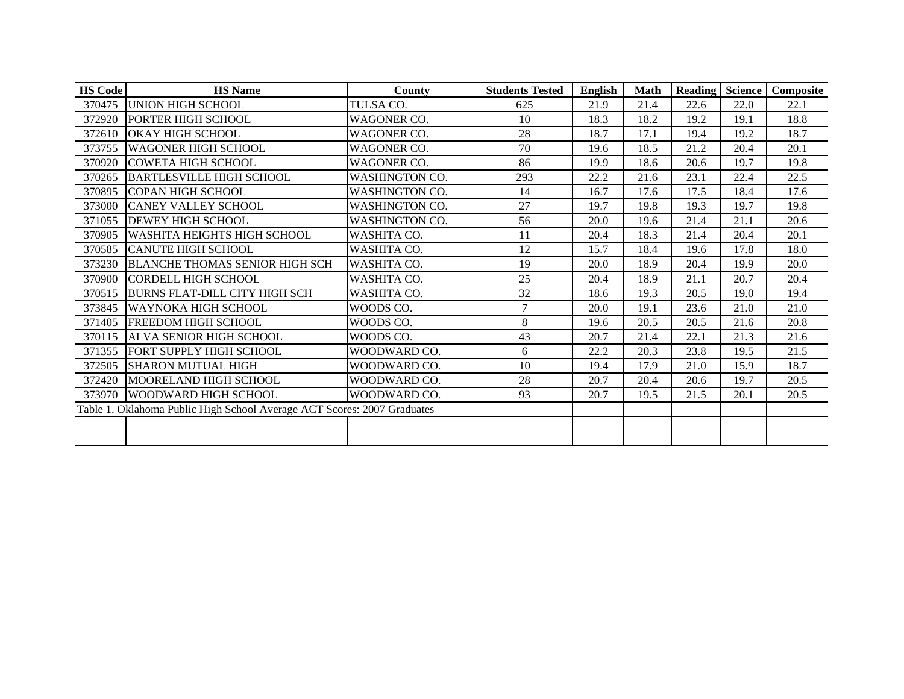| HS Code | HS Name | County | Students Tested | English | Math | Reading | Science | Composite |
|---|---|---|---|---|---|---|---|---|
| 370475 | UNION HIGH SCHOOL | TULSA CO. | 625 | 21.9 | 21.4 | 22.6 | 22.0 | 22.1 |
| 372920 | PORTER HIGH SCHOOL | WAGONER CO. | 10 | 18.3 | 18.2 | 19.2 | 19.1 | 18.8 |
| 372610 | OKAY HIGH SCHOOL | WAGONER CO. | 28 | 18.7 | 17.1 | 19.4 | 19.2 | 18.7 |
| 373755 | WAGONER HIGH SCHOOL | WAGONER CO. | 70 | 19.6 | 18.5 | 21.2 | 20.4 | 20.1 |
| 370920 | COWETA HIGH SCHOOL | WAGONER CO. | 86 | 19.9 | 18.6 | 20.6 | 19.7 | 19.8 |
| 370265 | BARTLESVILLE HIGH SCHOOL | WASHINGTON CO. | 293 | 22.2 | 21.6 | 23.1 | 22.4 | 22.5 |
| 370895 | COPAN HIGH SCHOOL | WASHINGTON CO. | 14 | 16.7 | 17.6 | 17.5 | 18.4 | 17.6 |
| 373000 | CANEY VALLEY SCHOOL | WASHINGTON CO. | 27 | 19.7 | 19.8 | 19.3 | 19.7 | 19.8 |
| 371055 | DEWEY HIGH SCHOOL | WASHINGTON CO. | 56 | 20.0 | 19.6 | 21.4 | 21.1 | 20.6 |
| 370905 | WASHITA HEIGHTS HIGH SCHOOL | WASHITA CO. | 11 | 20.4 | 18.3 | 21.4 | 20.4 | 20.1 |
| 370585 | CANUTE HIGH SCHOOL | WASHITA CO. | 12 | 15.7 | 18.4 | 19.6 | 17.8 | 18.0 |
| 373230 | BLANCHE THOMAS SENIOR HIGH SCH | WASHITA CO. | 19 | 20.0 | 18.9 | 20.4 | 19.9 | 20.0 |
| 370900 | CORDELL HIGH SCHOOL | WASHITA CO. | 25 | 20.4 | 18.9 | 21.1 | 20.7 | 20.4 |
| 370515 | BURNS FLAT-DILL CITY HIGH SCH | WASHITA CO. | 32 | 18.6 | 19.3 | 20.5 | 19.0 | 19.4 |
| 373845 | WAYNOKA HIGH SCHOOL | WOODS CO. | 7 | 20.0 | 19.1 | 23.6 | 21.0 | 21.0 |
| 371405 | FREEDOM HIGH SCHOOL | WOODS CO. | 8 | 19.6 | 20.5 | 20.5 | 21.6 | 20.8 |
| 370115 | ALVA SENIOR HIGH SCHOOL | WOODS CO. | 43 | 20.7 | 21.4 | 22.1 | 21.3 | 21.6 |
| 371355 | FORT SUPPLY HIGH SCHOOL | WOODWARD CO. | 6 | 22.2 | 20.3 | 23.8 | 19.5 | 21.5 |
| 372505 | SHARON MUTUAL HIGH | WOODWARD CO. | 10 | 19.4 | 17.9 | 21.0 | 15.9 | 18.7 |
| 372420 | MOORELAND HIGH SCHOOL | WOODWARD CO. | 28 | 20.7 | 20.4 | 20.6 | 19.7 | 20.5 |
| 373970 | WOODWARD HIGH SCHOOL | WOODWARD CO. | 93 | 20.7 | 19.5 | 21.5 | 20.1 | 20.5 |

Table 1. Oklahoma Public High School Average ACT Scores: 2007 Graduates